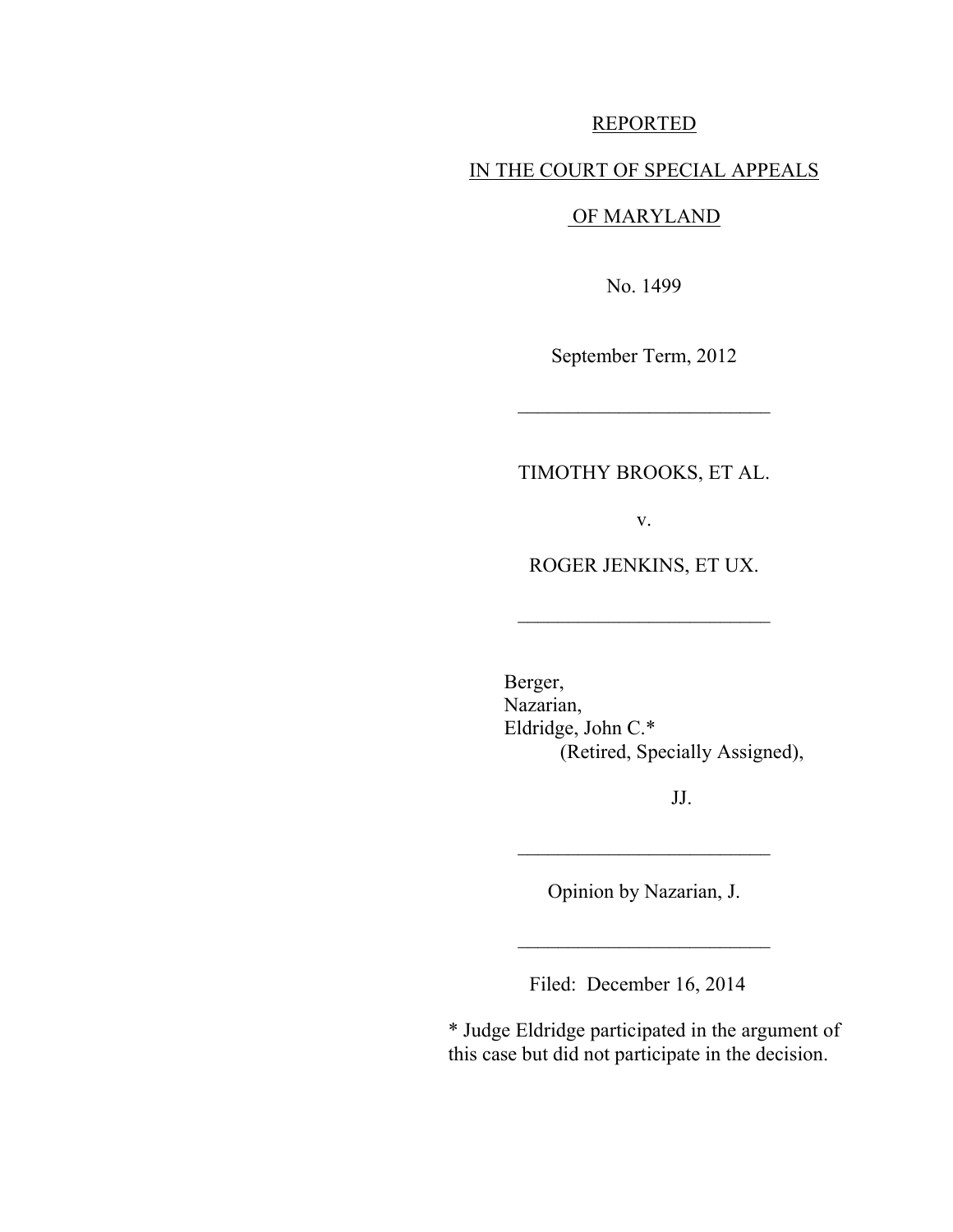REPORTED

IN THE COURT OF SPECIAL APPEALS

OF MARYLAND

No. 1499

September Term, 2012

---

TIMOTHY BROOKS, ET AL.

v.

ROGER JENKINS, ET UX.

---

Berger,
Nazarian,
Eldridge, John C.*
(Retired, Specially Assigned),

JJ.

---

Opinion by Nazarian, J.

---

Filed: December 16, 2014

* Judge Eldridge participated in the argument of this case but did not participate in the decision.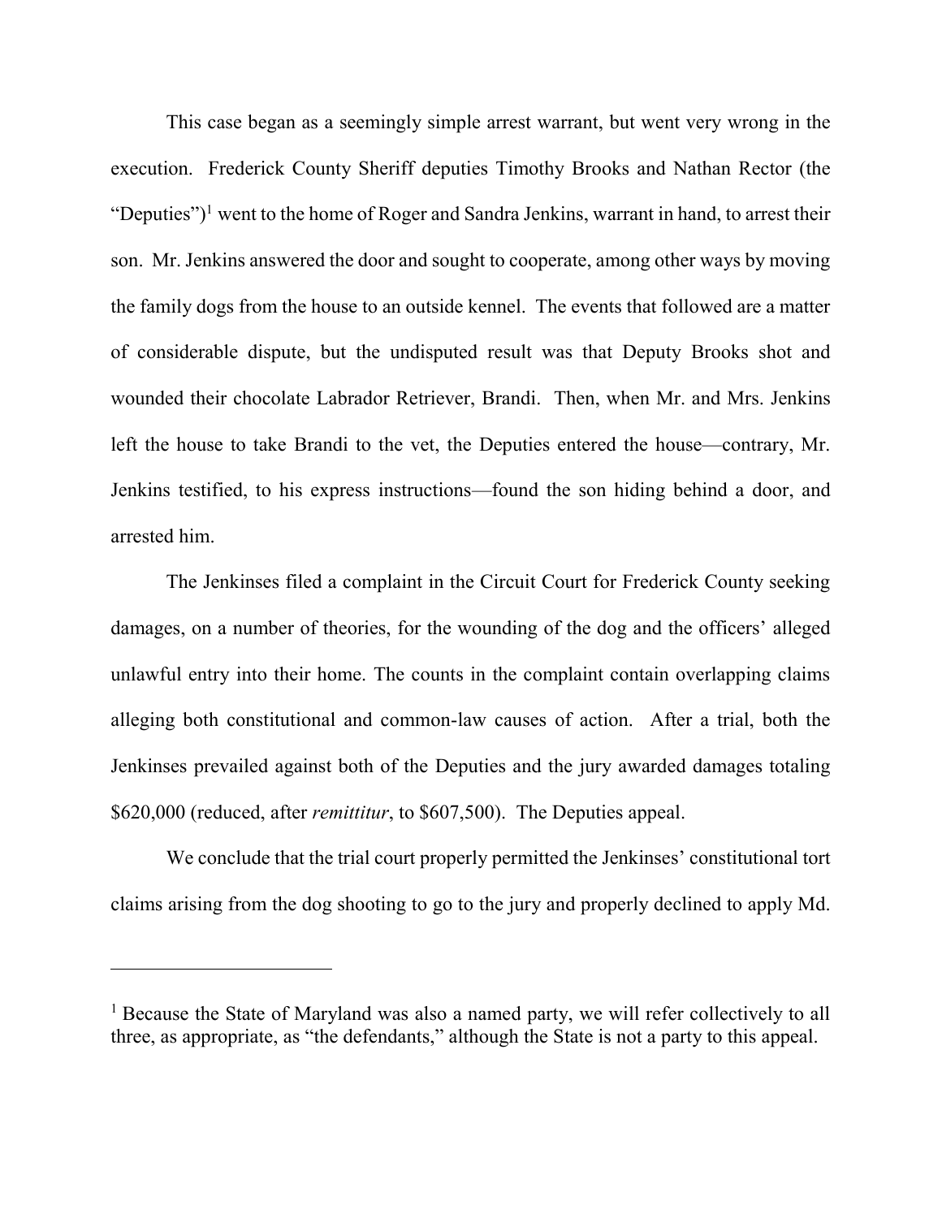This case began as a seemingly simple arrest warrant, but went very wrong in the execution. Frederick County Sheriff deputies Timothy Brooks and Nathan Rector (the "Deputies")[1] went to the home of Roger and Sandra Jenkins, warrant in hand, to arrest their son. Mr. Jenkins answered the door and sought to cooperate, among other ways by moving the family dogs from the house to an outside kennel. The events that followed are a matter of considerable dispute, but the undisputed result was that Deputy Brooks shot and wounded their chocolate Labrador Retriever, Brandi. Then, when Mr. and Mrs. Jenkins left the house to take Brandi to the vet, the Deputies entered the house—contrary, Mr. Jenkins testified, to his express instructions—found the son hiding behind a door, and arrested him.

The Jenkinses filed a complaint in the Circuit Court for Frederick County seeking damages, on a number of theories, for the wounding of the dog and the officers' alleged unlawful entry into their home. The counts in the complaint contain overlapping claims alleging both constitutional and common-law causes of action. After a trial, both the Jenkinses prevailed against both of the Deputies and the jury awarded damages totaling $620,000 (reduced, after *remittitur*, to $607,500). The Deputies appeal.

We conclude that the trial court properly permitted the Jenkinses' constitutional tort claims arising from the dog shooting to go to the jury and properly declined to apply Md.

---

[1] Because the State of Maryland was also a named party, we will refer collectively to all three, as appropriate, as "the defendants," although the State is not a party to this appeal.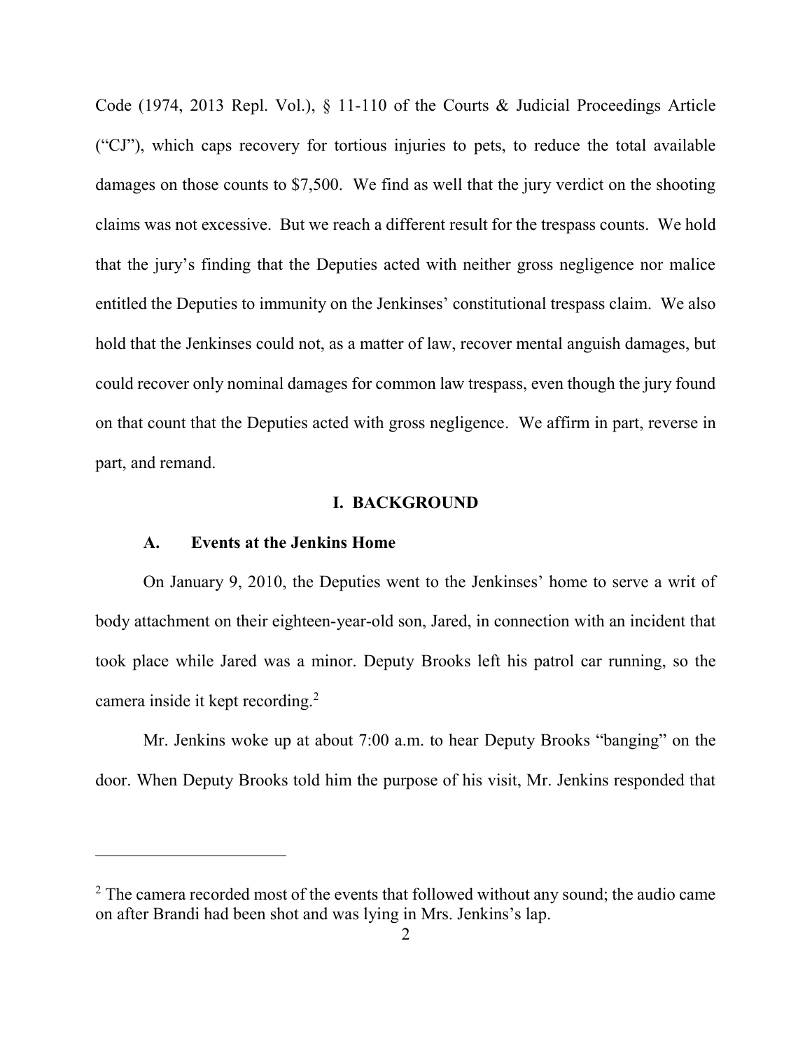Code (1974, 2013 Repl. Vol.), § 11-110 of the Courts & Judicial Proceedings Article ("CJ"), which caps recovery for tortious injuries to pets, to reduce the total available damages on those counts to $7,500. We find as well that the jury verdict on the shooting claims was not excessive. But we reach a different result for the trespass counts. We hold that the jury's finding that the Deputies acted with neither gross negligence nor malice entitled the Deputies to immunity on the Jenkinses' constitutional trespass claim. We also hold that the Jenkinses could not, as a matter of law, recover mental anguish damages, but could recover only nominal damages for common law trespass, even though the jury found on that count that the Deputies acted with gross negligence. We affirm in part, reverse in part, and remand.

## I. BACKGROUND

### A. Events at the Jenkins Home

On January 9, 2010, the Deputies went to the Jenkinses' home to serve a writ of body attachment on their eighteen-year-old son, Jared, in connection with an incident that took place while Jared was a minor. Deputy Brooks left his patrol car running, so the camera inside it kept recording.[2]

Mr. Jenkins woke up at about 7:00 a.m. to hear Deputy Brooks "banging" on the door. When Deputy Brooks told him the purpose of his visit, Mr. Jenkins responded that

---

[2] The camera recorded most of the events that followed without any sound; the audio came on after Brandi had been shot and was lying in Mrs. Jenkins's lap.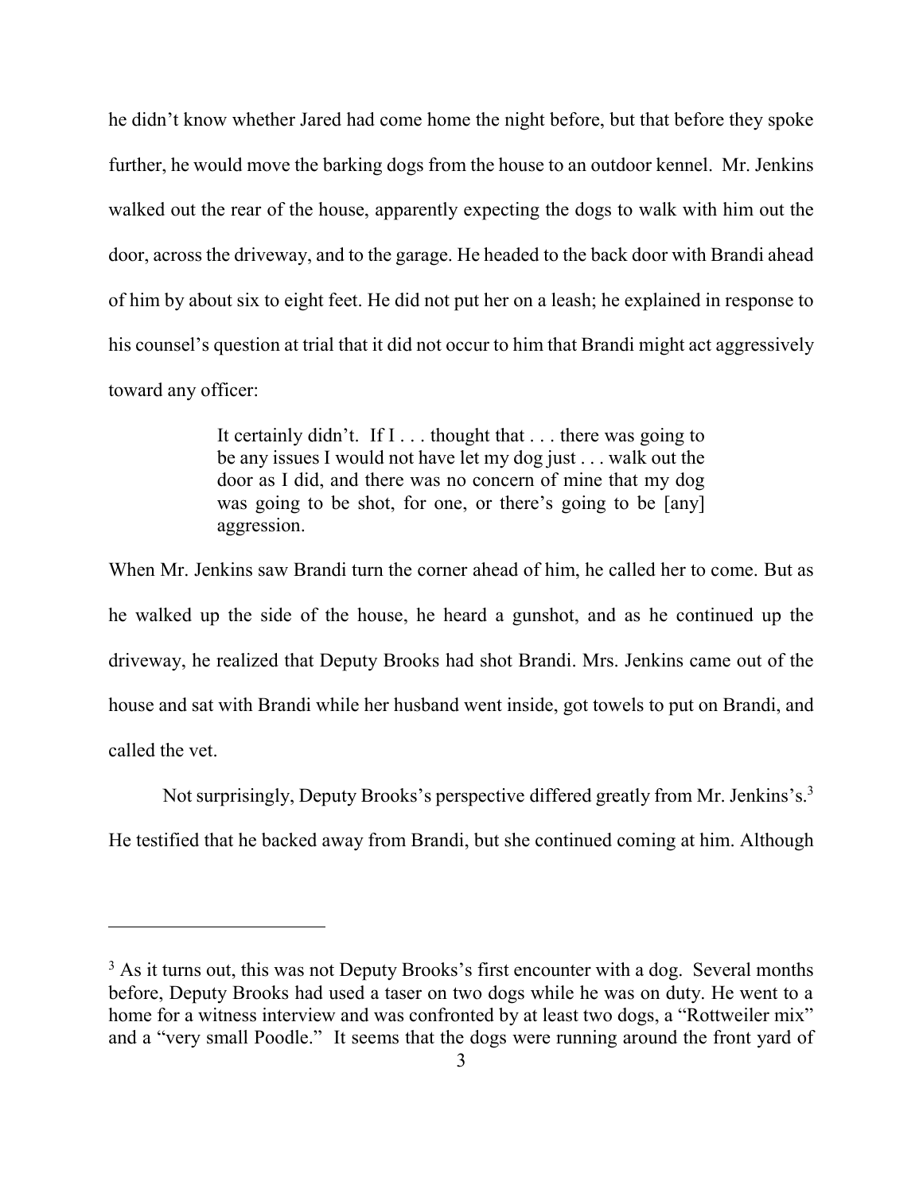he didn't know whether Jared had come home the night before, but that before they spoke further, he would move the barking dogs from the house to an outdoor kennel. Mr. Jenkins walked out the rear of the house, apparently expecting the dogs to walk with him out the door, across the driveway, and to the garage. He headed to the back door with Brandi ahead of him by about six to eight feet. He did not put her on a leash; he explained in response to his counsel's question at trial that it did not occur to him that Brandi might act aggressively toward any officer:

> It certainly didn't. If I . . . thought that . . . there was going to be any issues I would not have let my dog just . . . walk out the door as I did, and there was no concern of mine that my dog was going to be shot, for one, or there's going to be [any] aggression.

When Mr. Jenkins saw Brandi turn the corner ahead of him, he called her to come. But as he walked up the side of the house, he heard a gunshot, and as he continued up the driveway, he realized that Deputy Brooks had shot Brandi. Mrs. Jenkins came out of the house and sat with Brandi while her husband went inside, got towels to put on Brandi, and called the vet.

Not surprisingly, Deputy Brooks's perspective differed greatly from Mr. Jenkins's.[3] He testified that he backed away from Brandi, but she continued coming at him. Although

---

[3] As it turns out, this was not Deputy Brooks's first encounter with a dog. Several months before, Deputy Brooks had used a taser on two dogs while he was on duty. He went to a home for a witness interview and was confronted by at least two dogs, a "Rottweiler mix" and a "very small Poodle." It seems that the dogs were running around the front yard of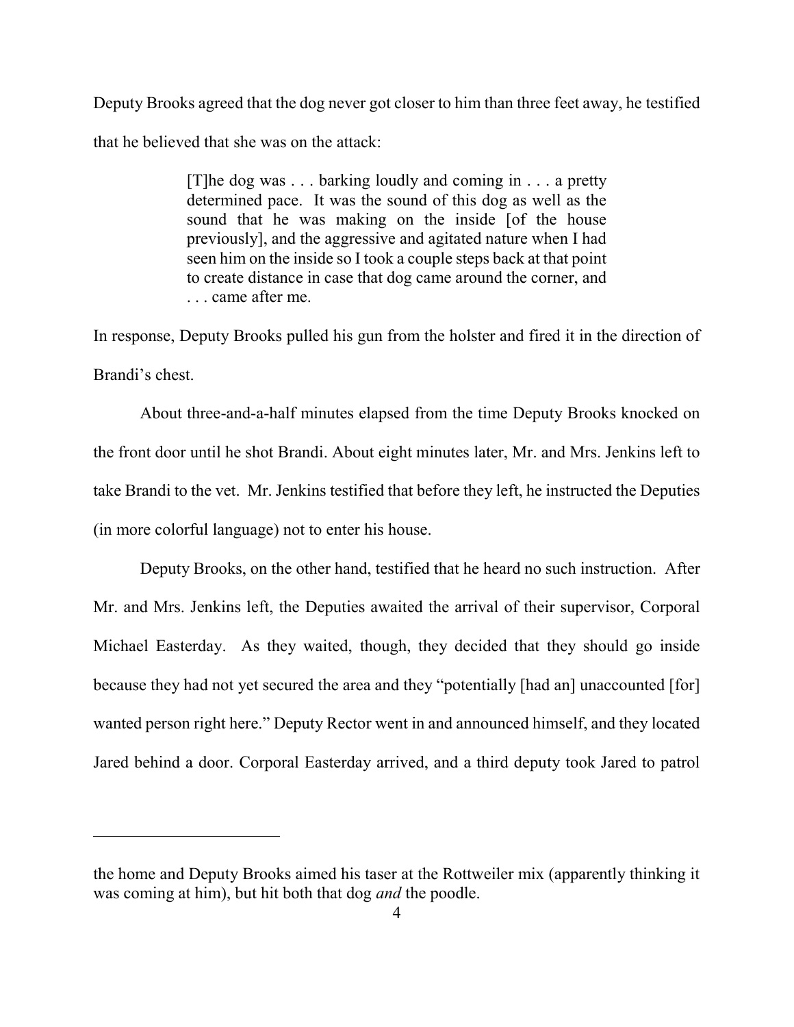Deputy Brooks agreed that the dog never got closer to him than three feet away, he testified that he believed that she was on the attack:

> [T]he dog was . . . barking loudly and coming in . . . a pretty determined pace. It was the sound of this dog as well as the sound that he was making on the inside [of the house previously], and the aggressive and agitated nature when I had seen him on the inside so I took a couple steps back at that point to create distance in case that dog came around the corner, and . . . came after me.

In response, Deputy Brooks pulled his gun from the holster and fired it in the direction of Brandi's chest.

About three-and-a-half minutes elapsed from the time Deputy Brooks knocked on the front door until he shot Brandi. About eight minutes later, Mr. and Mrs. Jenkins left to take Brandi to the vet. Mr. Jenkins testified that before they left, he instructed the Deputies (in more colorful language) not to enter his house.

Deputy Brooks, on the other hand, testified that he heard no such instruction. After Mr. and Mrs. Jenkins left, the Deputies awaited the arrival of their supervisor, Corporal Michael Easterday. As they waited, though, they decided that they should go inside because they had not yet secured the area and they "potentially [had an] unaccounted [for] wanted person right here." Deputy Rector went in and announced himself, and they located Jared behind a door. Corporal Easterday arrived, and a third deputy took Jared to patrol

---

the home and Deputy Brooks aimed his taser at the Rottweiler mix (apparently thinking it was coming at him), but hit both that dog *and* the poodle.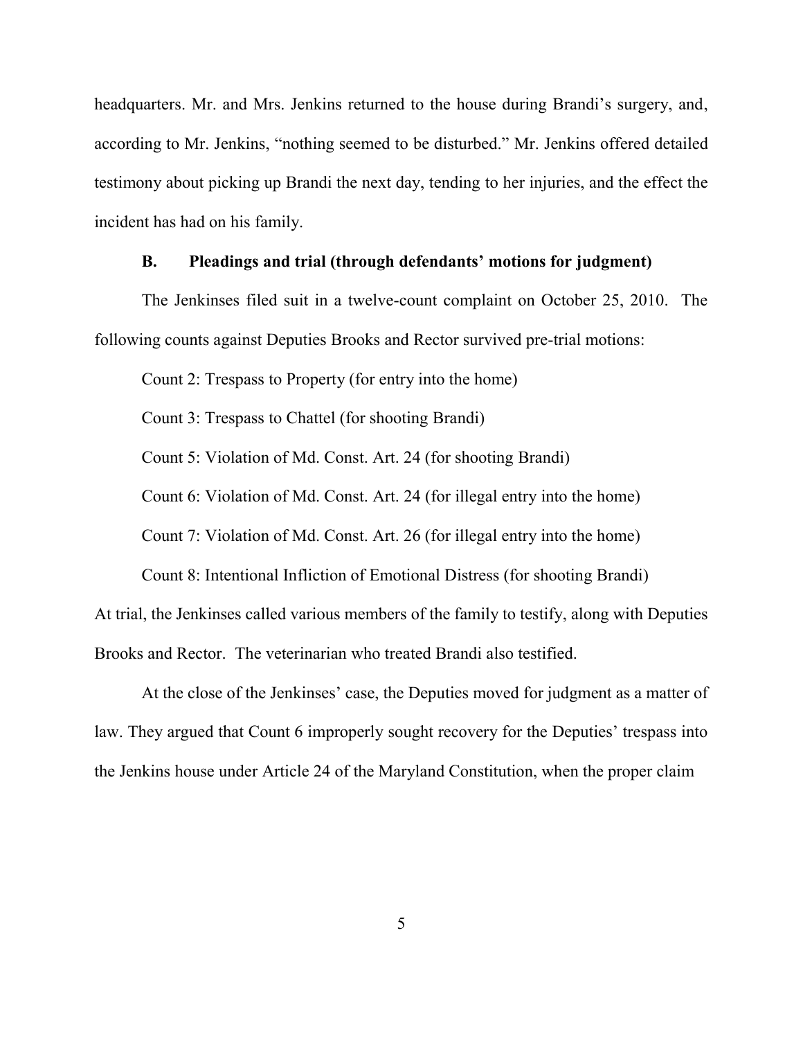headquarters. Mr. and Mrs. Jenkins returned to the house during Brandi's surgery, and, according to Mr. Jenkins, "nothing seemed to be disturbed." Mr. Jenkins offered detailed testimony about picking up Brandi the next day, tending to her injuries, and the effect the incident has had on his family.

### B. Pleadings and trial (through defendants' motions for judgment)

The Jenkinses filed suit in a twelve-count complaint on October 25, 2010. The following counts against Deputies Brooks and Rector survived pre-trial motions:

Count 2: Trespass to Property (for entry into the home)

Count 3: Trespass to Chattel (for shooting Brandi)

Count 5: Violation of Md. Const. Art. 24 (for shooting Brandi)

Count 6: Violation of Md. Const. Art. 24 (for illegal entry into the home)

Count 7: Violation of Md. Const. Art. 26 (for illegal entry into the home)

Count 8: Intentional Infliction of Emotional Distress (for shooting Brandi)

At trial, the Jenkinses called various members of the family to testify, along with Deputies Brooks and Rector. The veterinarian who treated Brandi also testified.

At the close of the Jenkinses' case, the Deputies moved for judgment as a matter of law. They argued that Count 6 improperly sought recovery for the Deputies' trespass into the Jenkins house under Article 24 of the Maryland Constitution, when the proper claim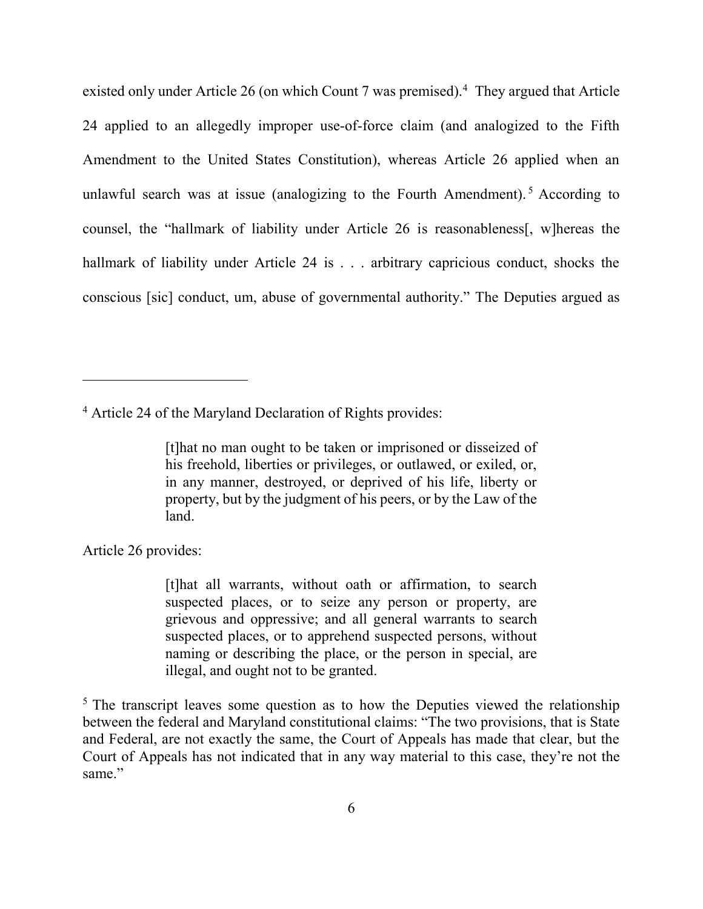existed only under Article 26 (on which Count 7 was premised).[4] They argued that Article 24 applied to an allegedly improper use-of-force claim (and analogized to the Fifth Amendment to the United States Constitution), whereas Article 26 applied when an unlawful search was at issue (analogizing to the Fourth Amendment).[5] According to counsel, the "hallmark of liability under Article 26 is reasonableness[, w]hereas the hallmark of liability under Article 24 is . . . arbitrary capricious conduct, shocks the conscious [sic] conduct, um, abuse of governmental authority." The Deputies argued as

---

[4] Article 24 of the Maryland Declaration of Rights provides:

> [t]hat no man ought to be taken or imprisoned or disseized of his freehold, liberties or privileges, or outlawed, or exiled, or, in any manner, destroyed, or deprived of his life, liberty or property, but by the judgment of his peers, or by the Law of the land.

Article 26 provides:

> [t]hat all warrants, without oath or affirmation, to search suspected places, or to seize any person or property, are grievous and oppressive; and all general warrants to search suspected places, or to apprehend suspected persons, without naming or describing the place, or the person in special, are illegal, and ought not to be granted.

[5] The transcript leaves some question as to how the Deputies viewed the relationship between the federal and Maryland constitutional claims: "The two provisions, that is State and Federal, are not exactly the same, the Court of Appeals has made that clear, but the Court of Appeals has not indicated that in any way material to this case, they're not the same."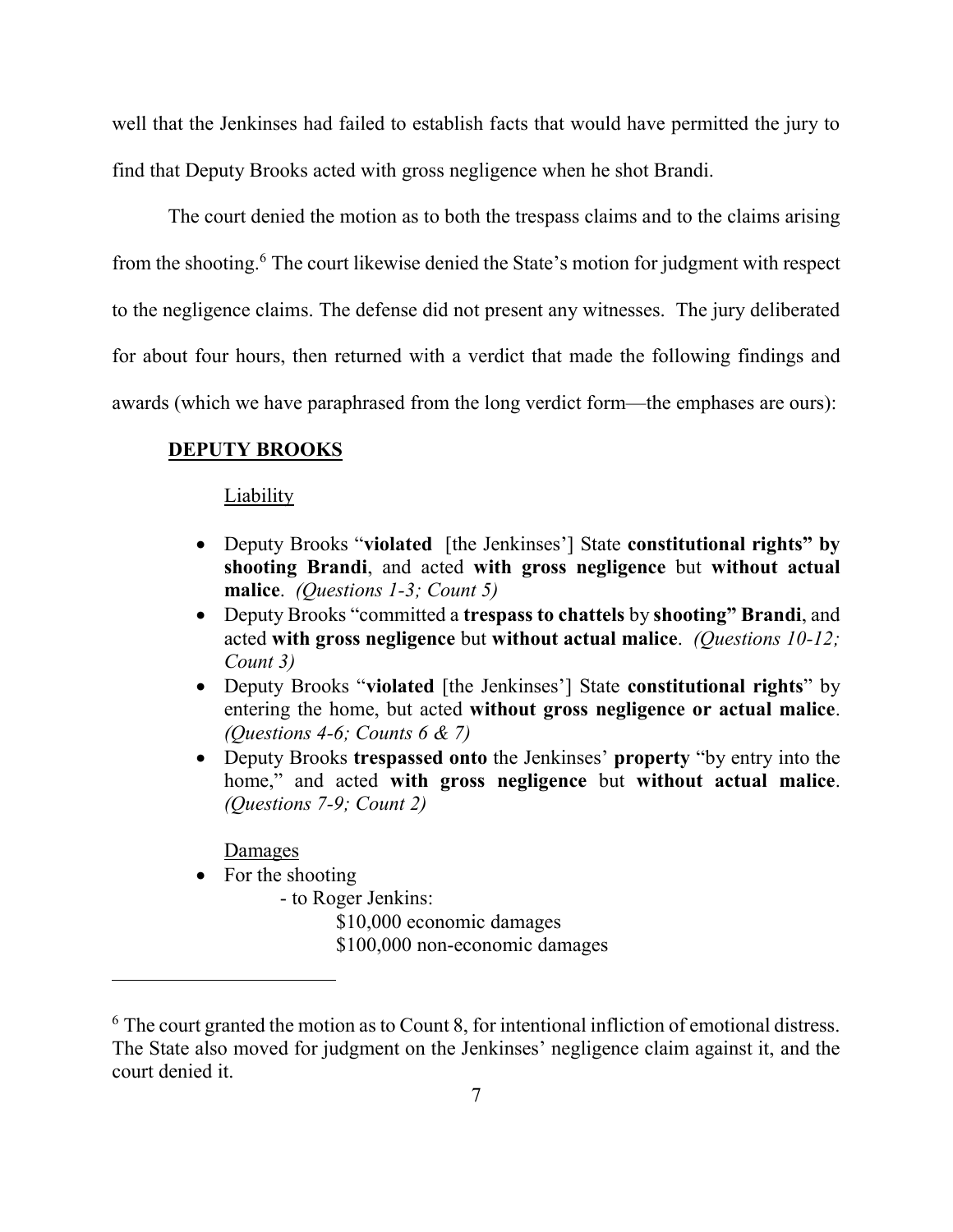well that the Jenkinses had failed to establish facts that would have permitted the jury to find that Deputy Brooks acted with gross negligence when he shot Brandi.

The court denied the motion as to both the trespass claims and to the claims arising from the shooting.[6] The court likewise denied the State's motion for judgment with respect to the negligence claims. The defense did not present any witnesses. The jury deliberated for about four hours, then returned with a verdict that made the following findings and awards (which we have paraphrased from the long verdict form—the emphases are ours):

**DEPUTY BROOKS**

Liability

- Deputy Brooks "**violated** [the Jenkinses'] State **constitutional rights" by shooting Brandi**, and acted **with gross negligence** but **without actual malice**. *(Questions 1-3; Count 5)*
- Deputy Brooks "committed a **trespass to chattels** by **shooting" Brandi**, and acted **with gross negligence** but **without actual malice**. *(Questions 10-12; Count 3)*
- Deputy Brooks "**violated** [the Jenkinses'] State **constitutional rights**" by entering the home, but acted **without gross negligence or actual malice**. *(Questions 4-6; Counts 6 & 7)*
- Deputy Brooks **trespassed onto** the Jenkinses' **property** "by entry into the home," and acted **with gross negligence** but **without actual malice**. *(Questions 7-9; Count 2)*

Damages

- For the shooting
  - to Roger Jenkins:
    - $10,000 economic damages
    - $100,000 non-economic damages

---

[6] The court granted the motion as to Count 8, for intentional infliction of emotional distress. The State also moved for judgment on the Jenkinses' negligence claim against it, and the court denied it.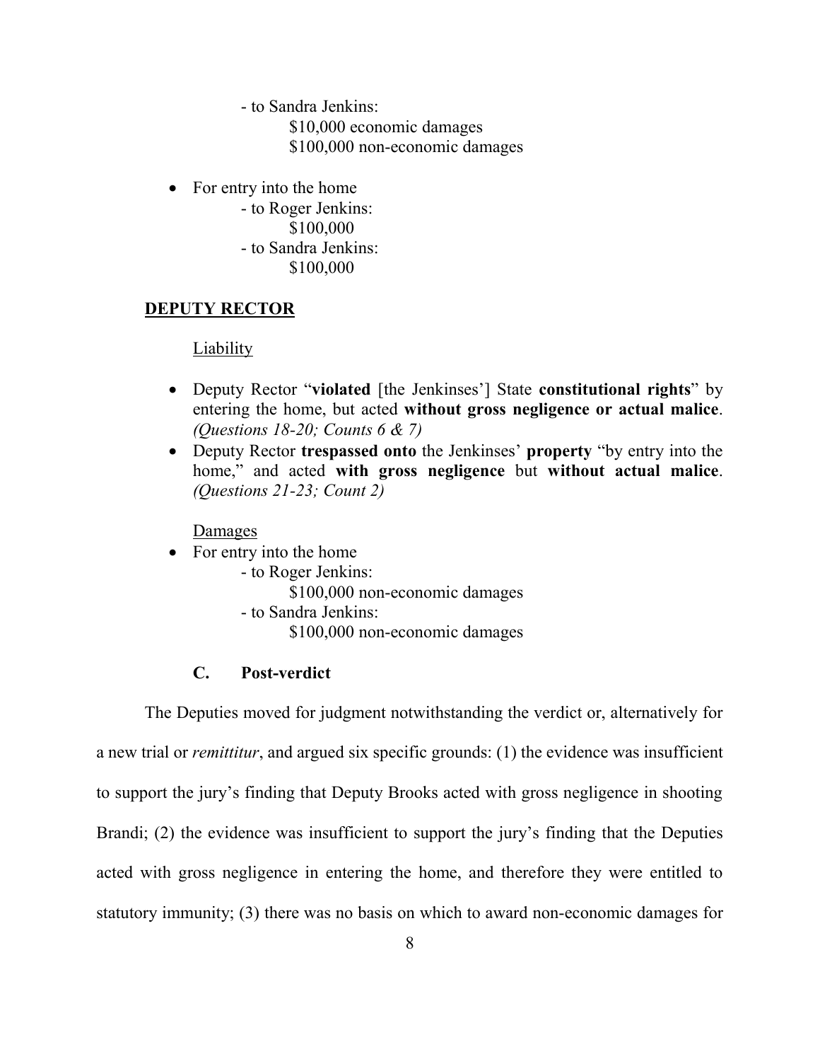- to Sandra Jenkins:
    - $10,000 economic damages
    - $100,000 non-economic damages

- For entry into the home
    - to Roger Jenkins:
        - $100,000
    - to Sandra Jenkins:
        - $100,000

**DEPUTY RECTOR**

Liability

- Deputy Rector "**violated** [the Jenkinses'] State **constitutional rights**" by entering the home, but acted **without gross negligence or actual malice**. *(Questions 18-20; Counts 6 & 7)*
- Deputy Rector **trespassed onto** the Jenkinses' **property** "by entry into the home," and acted **with gross negligence** but **without actual malice**. *(Questions 21-23; Count 2)*

Damages

- For entry into the home
    - to Roger Jenkins:
        - $100,000 non-economic damages
    - to Sandra Jenkins:
        - $100,000 non-economic damages

### C. Post-verdict

The Deputies moved for judgment notwithstanding the verdict or, alternatively for a new trial or *remittitur*, and argued six specific grounds: (1) the evidence was insufficient to support the jury's finding that Deputy Brooks acted with gross negligence in shooting Brandi; (2) the evidence was insufficient to support the jury's finding that the Deputies acted with gross negligence in entering the home, and therefore they were entitled to statutory immunity; (3) there was no basis on which to award non-economic damages for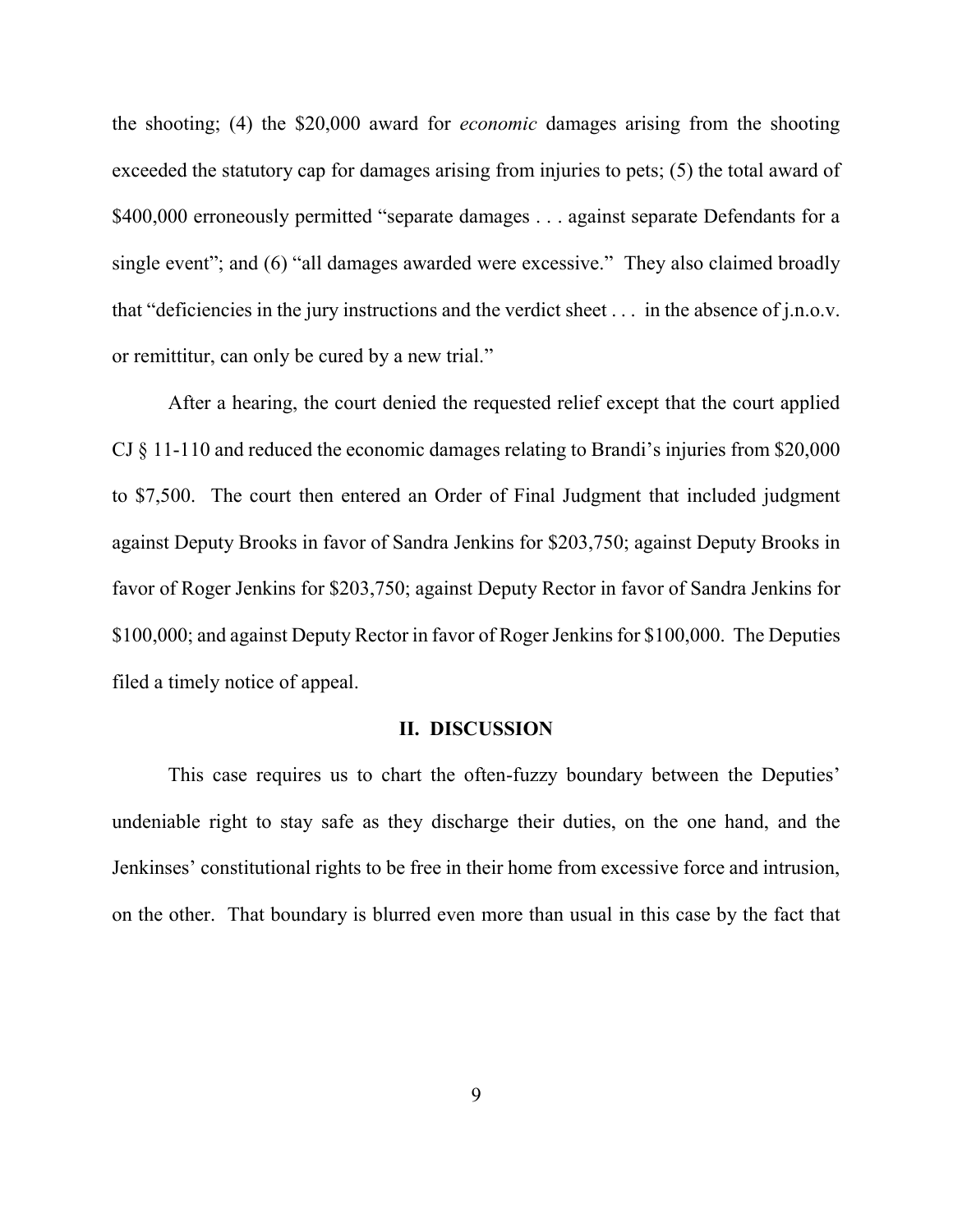the shooting; (4) the $20,000 award for *economic* damages arising from the shooting exceeded the statutory cap for damages arising from injuries to pets; (5) the total award of $400,000 erroneously permitted "separate damages . . . against separate Defendants for a single event"; and (6) "all damages awarded were excessive." They also claimed broadly that "deficiencies in the jury instructions and the verdict sheet . . . in the absence of j.n.o.v. or remittitur, can only be cured by a new trial."

After a hearing, the court denied the requested relief except that the court applied CJ § 11-110 and reduced the economic damages relating to Brandi's injuries from $20,000 to $7,500. The court then entered an Order of Final Judgment that included judgment against Deputy Brooks in favor of Sandra Jenkins for $203,750; against Deputy Brooks in favor of Roger Jenkins for $203,750; against Deputy Rector in favor of Sandra Jenkins for $100,000; and against Deputy Rector in favor of Roger Jenkins for $100,000. The Deputies filed a timely notice of appeal.

## II. DISCUSSION

This case requires us to chart the often-fuzzy boundary between the Deputies' undeniable right to stay safe as they discharge their duties, on the one hand, and the Jenkinses' constitutional rights to be free in their home from excessive force and intrusion, on the other. That boundary is blurred even more than usual in this case by the fact that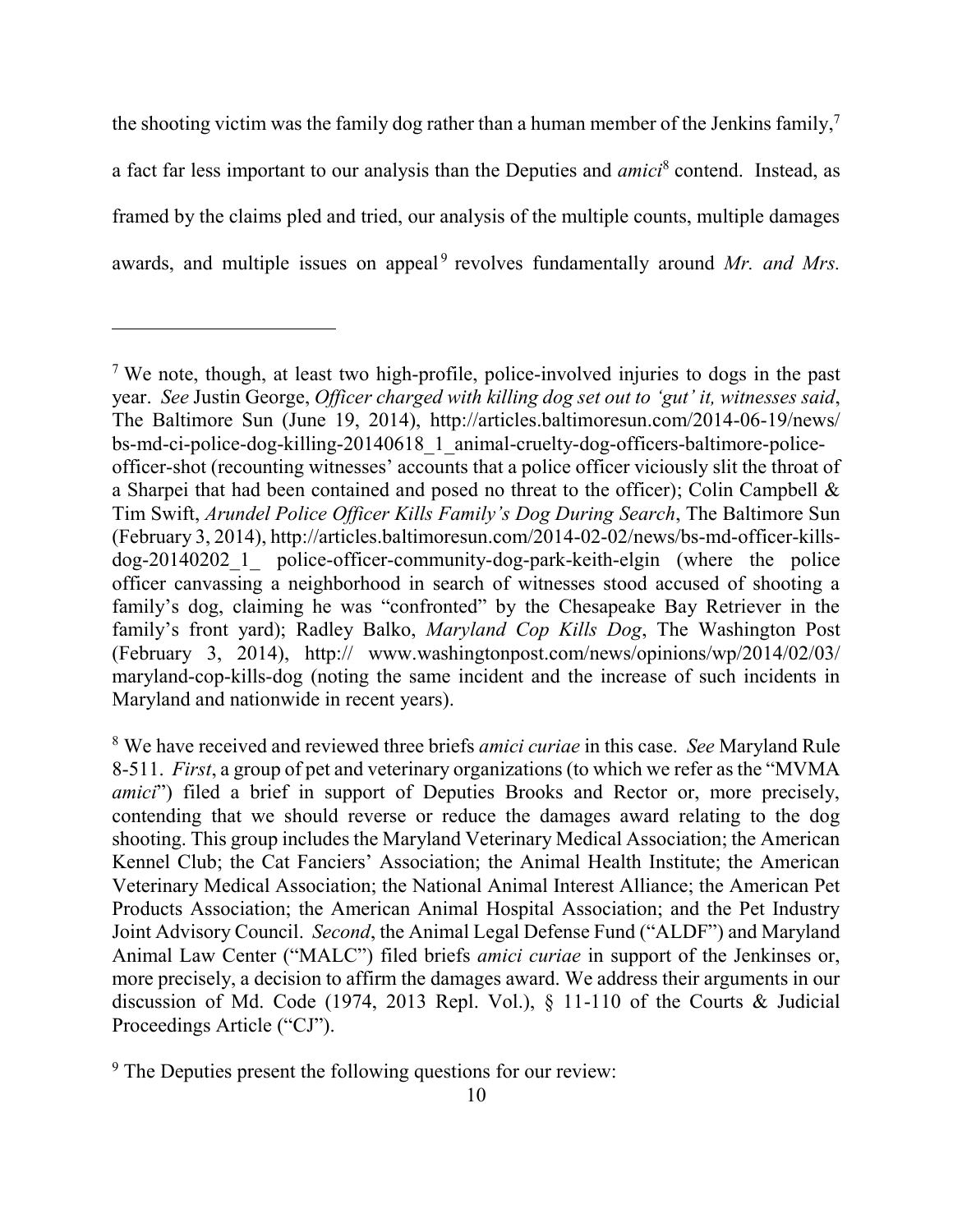the shooting victim was the family dog rather than a human member of the Jenkins family,[7] a fact far less important to our analysis than the Deputies and *amici*[8] contend. Instead, as framed by the claims pled and tried, our analysis of the multiple counts, multiple damages awards, and multiple issues on appeal[9] revolves fundamentally around *Mr. and Mrs.*

---

[7] We note, though, at least two high-profile, police-involved injuries to dogs in the past year. *See* Justin George, *Officer charged with killing dog set out to 'gut' it, witnesses said*, The Baltimore Sun (June 19, 2014), http://articles.baltimoresun.com/2014-06-19/news/bs-md-ci-police-dog-killing-20140618_1_animal-cruelty-dog-officers-baltimore-police-officer-shot (recounting witnesses' accounts that a police officer viciously slit the throat of a Sharpei that had been contained and posed no threat to the officer); Colin Campbell & Tim Swift, *Arundel Police Officer Kills Family's Dog During Search*, The Baltimore Sun (February 3, 2014), http://articles.baltimoresun.com/2014-02-02/news/bs-md-officer-kills-dog-20140202_1_ police-officer-community-dog-park-keith-elgin (where the police officer canvassing a neighborhood in search of witnesses stood accused of shooting a family's dog, claiming he was "confronted" by the Chesapeake Bay Retriever in the family's front yard); Radley Balko, *Maryland Cop Kills Dog*, The Washington Post (February 3, 2014), http:// www.washingtonpost.com/news/opinions/wp/2014/02/03/maryland-cop-kills-dog (noting the same incident and the increase of such incidents in Maryland and nationwide in recent years).

[8] We have received and reviewed three briefs *amici curiae* in this case. *See* Maryland Rule 8-511. *First*, a group of pet and veterinary organizations (to which we refer as the "MVMA *amici*") filed a brief in support of Deputies Brooks and Rector or, more precisely, contending that we should reverse or reduce the damages award relating to the dog shooting. This group includes the Maryland Veterinary Medical Association; the American Kennel Club; the Cat Fanciers' Association; the Animal Health Institute; the American Veterinary Medical Association; the National Animal Interest Alliance; the American Pet Products Association; the American Animal Hospital Association; and the Pet Industry Joint Advisory Council. *Second*, the Animal Legal Defense Fund ("ALDF") and Maryland Animal Law Center ("MALC") filed briefs *amici curiae* in support of the Jenkinses or, more precisely, a decision to affirm the damages award. We address their arguments in our discussion of Md. Code (1974, 2013 Repl. Vol.), § 11-110 of the Courts & Judicial Proceedings Article ("CJ").

[9] The Deputies present the following questions for our review: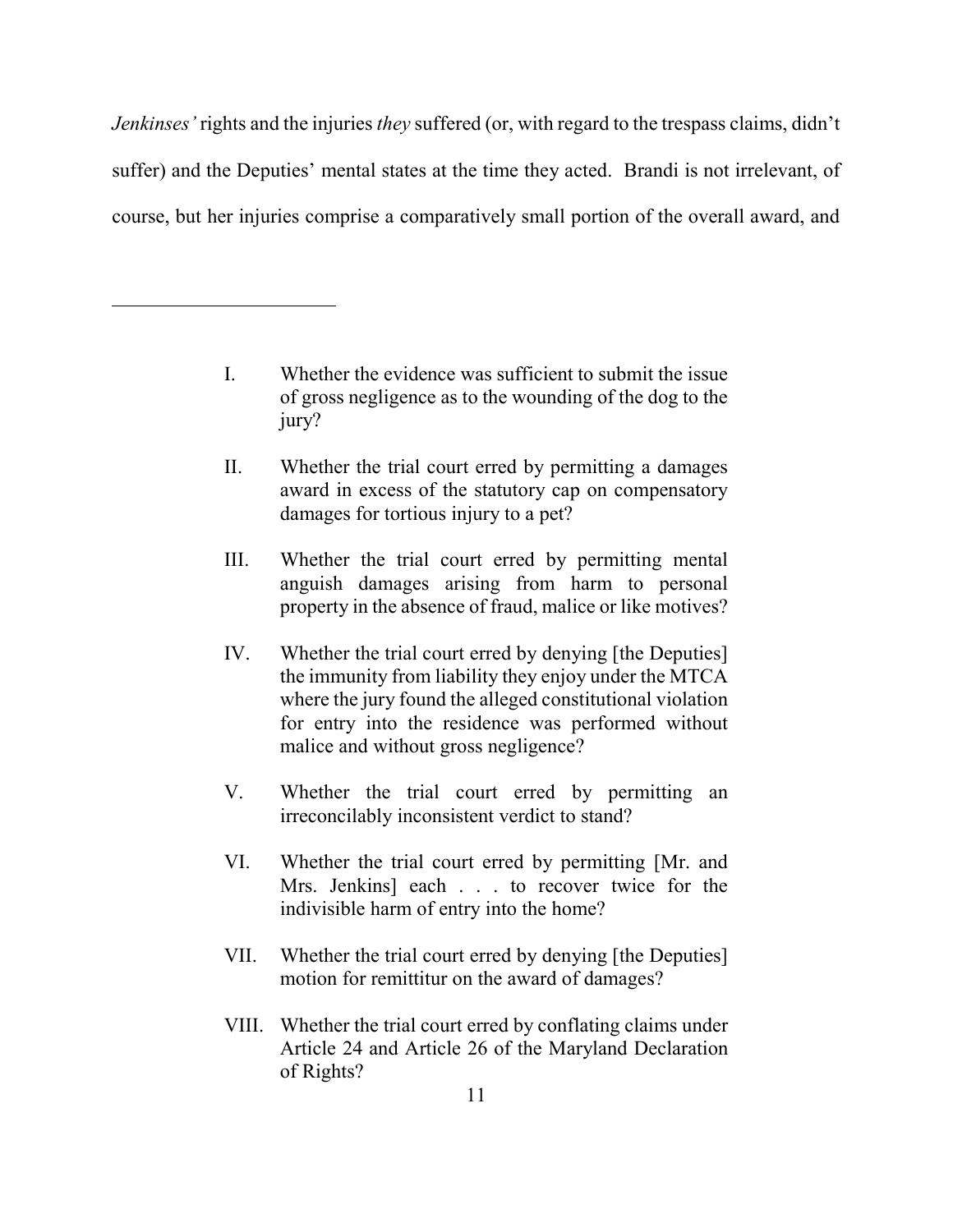*Jenkinses'* rights and the injuries *they* suffered (or, with regard to the trespass claims, didn't suffer) and the Deputies' mental states at the time they acted. Brandi is not irrelevant, of course, but her injuries comprise a comparatively small portion of the overall award, and

---

> I. Whether the evidence was sufficient to submit the issue of gross negligence as to the wounding of the dog to the jury?
>
> II. Whether the trial court erred by permitting a damages award in excess of the statutory cap on compensatory damages for tortious injury to a pet?
>
> III. Whether the trial court erred by permitting mental anguish damages arising from harm to personal property in the absence of fraud, malice or like motives?
>
> IV. Whether the trial court erred by denying [the Deputies] the immunity from liability they enjoy under the MTCA where the jury found the alleged constitutional violation for entry into the residence was performed without malice and without gross negligence?
>
> V. Whether the trial court erred by permitting an irreconcilably inconsistent verdict to stand?
>
> VI. Whether the trial court erred by permitting [Mr. and Mrs. Jenkins] each . . . to recover twice for the indivisible harm of entry into the home?
>
> VII. Whether the trial court erred by denying [the Deputies] motion for remittitur on the award of damages?
>
> VIII. Whether the trial court erred by conflating claims under Article 24 and Article 26 of the Maryland Declaration of Rights?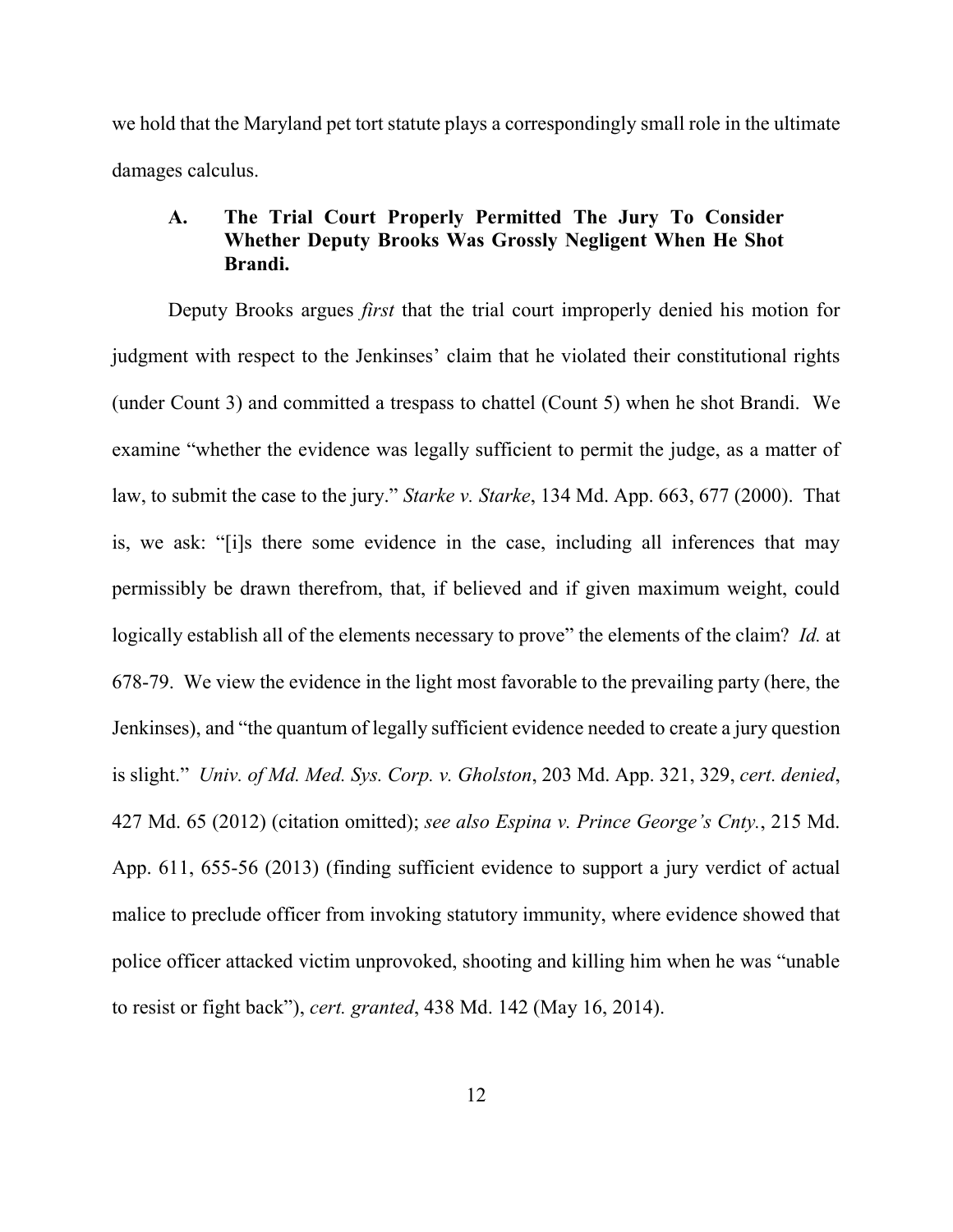we hold that the Maryland pet tort statute plays a correspondingly small role in the ultimate damages calculus.

### A. The Trial Court Properly Permitted The Jury To Consider Whether Deputy Brooks Was Grossly Negligent When He Shot Brandi.

Deputy Brooks argues *first* that the trial court improperly denied his motion for judgment with respect to the Jenkinses' claim that he violated their constitutional rights (under Count 3) and committed a trespass to chattel (Count 5) when he shot Brandi. We examine "whether the evidence was legally sufficient to permit the judge, as a matter of law, to submit the case to the jury." *Starke v. Starke*, 134 Md. App. 663, 677 (2000). That is, we ask: "[i]s there some evidence in the case, including all inferences that may permissibly be drawn therefrom, that, if believed and if given maximum weight, could logically establish all of the elements necessary to prove" the elements of the claim? *Id.* at 678-79. We view the evidence in the light most favorable to the prevailing party (here, the Jenkinses), and "the quantum of legally sufficient evidence needed to create a jury question is slight." *Univ. of Md. Med. Sys. Corp. v. Gholston*, 203 Md. App. 321, 329, *cert. denied*, 427 Md. 65 (2012) (citation omitted); *see also Espina v. Prince George's Cnty.*, 215 Md. App. 611, 655-56 (2013) (finding sufficient evidence to support a jury verdict of actual malice to preclude officer from invoking statutory immunity, where evidence showed that police officer attacked victim unprovoked, shooting and killing him when he was "unable to resist or fight back"), *cert. granted*, 438 Md. 142 (May 16, 2014).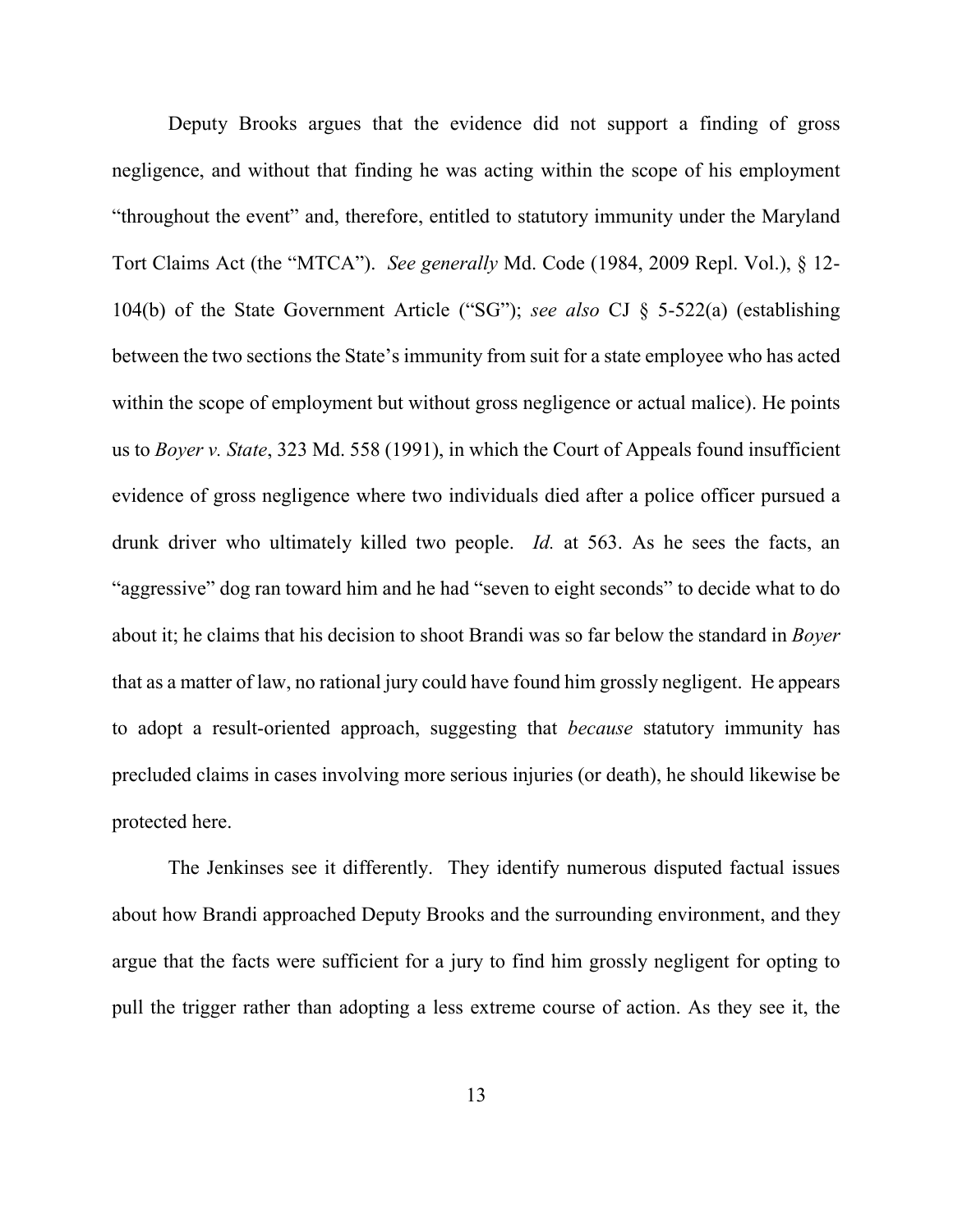Deputy Brooks argues that the evidence did not support a finding of gross negligence, and without that finding he was acting within the scope of his employment "throughout the event" and, therefore, entitled to statutory immunity under the Maryland Tort Claims Act (the "MTCA"). *See generally* Md. Code (1984, 2009 Repl. Vol.), § 12-104(b) of the State Government Article ("SG"); *see also* CJ § 5-522(a) (establishing between the two sections the State's immunity from suit for a state employee who has acted within the scope of employment but without gross negligence or actual malice). He points us to *Boyer v. State*, 323 Md. 558 (1991), in which the Court of Appeals found insufficient evidence of gross negligence where two individuals died after a police officer pursued a drunk driver who ultimately killed two people. *Id.* at 563. As he sees the facts, an "aggressive" dog ran toward him and he had "seven to eight seconds" to decide what to do about it; he claims that his decision to shoot Brandi was so far below the standard in *Boyer* that as a matter of law, no rational jury could have found him grossly negligent. He appears to adopt a result-oriented approach, suggesting that *because* statutory immunity has precluded claims in cases involving more serious injuries (or death), he should likewise be protected here.

The Jenkinses see it differently. They identify numerous disputed factual issues about how Brandi approached Deputy Brooks and the surrounding environment, and they argue that the facts were sufficient for a jury to find him grossly negligent for opting to pull the trigger rather than adopting a less extreme course of action. As they see it, the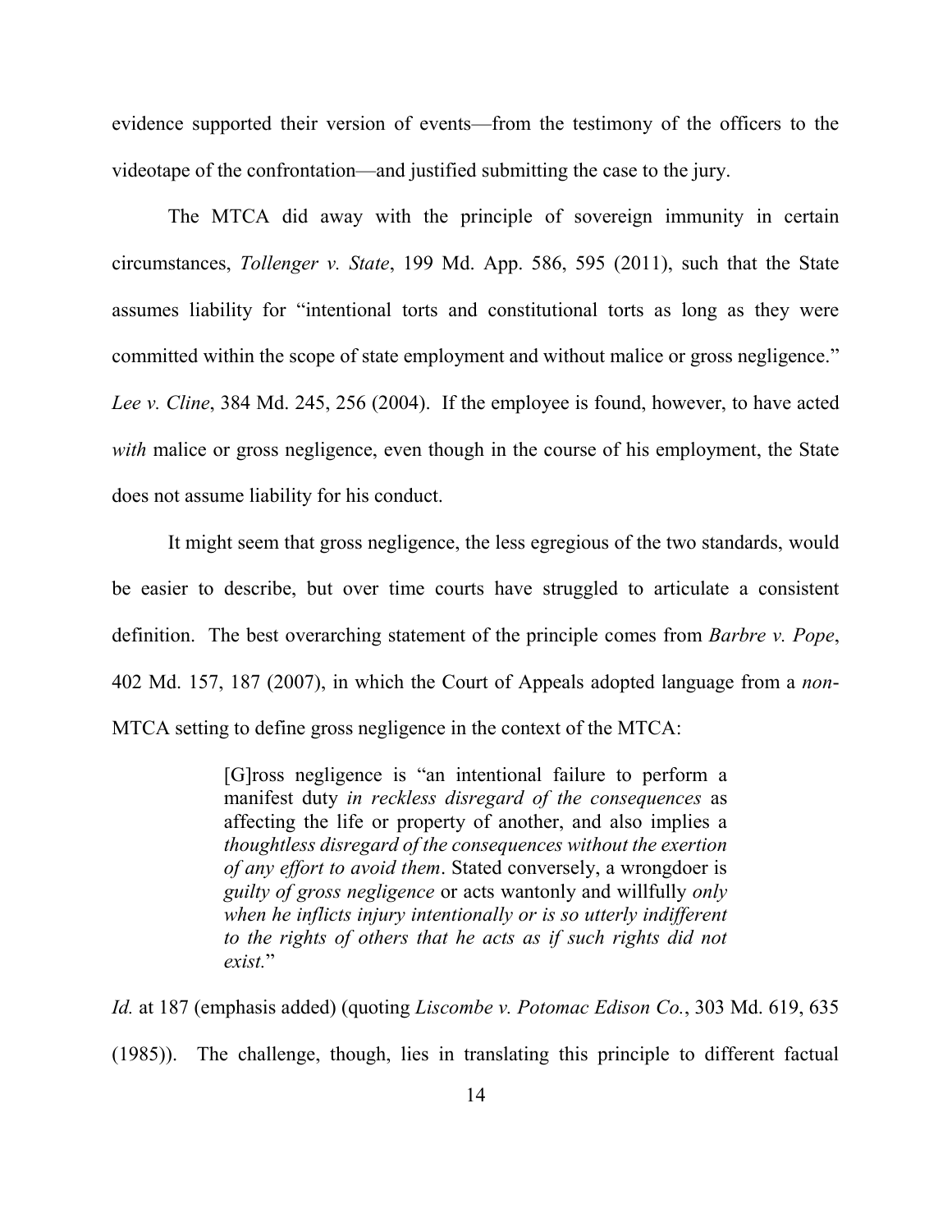evidence supported their version of events—from the testimony of the officers to the videotape of the confrontation—and justified submitting the case to the jury.

The MTCA did away with the principle of sovereign immunity in certain circumstances, *Tollenger v. State*, 199 Md. App. 586, 595 (2011), such that the State assumes liability for "intentional torts and constitutional torts as long as they were committed within the scope of state employment and without malice or gross negligence." *Lee v. Cline*, 384 Md. 245, 256 (2004). If the employee is found, however, to have acted *with* malice or gross negligence, even though in the course of his employment, the State does not assume liability for his conduct.

It might seem that gross negligence, the less egregious of the two standards, would be easier to describe, but over time courts have struggled to articulate a consistent definition. The best overarching statement of the principle comes from *Barbre v. Pope*, 402 Md. 157, 187 (2007), in which the Court of Appeals adopted language from a *non*-MTCA setting to define gross negligence in the context of the MTCA:

> [G]ross negligence is "an intentional failure to perform a manifest duty *in reckless disregard of the consequences* as affecting the life or property of another, and also implies a *thoughtless disregard of the consequences without the exertion of any effort to avoid them*. Stated conversely, a wrongdoer is *guilty of gross negligence* or acts wantonly and willfully *only when he inflicts injury intentionally or is so utterly indifferent to the rights of others that he acts as if such rights did not exist.*"

*Id.* at 187 (emphasis added) (quoting *Liscombe v. Potomac Edison Co.*, 303 Md. 619, 635 (1985)). The challenge, though, lies in translating this principle to different factual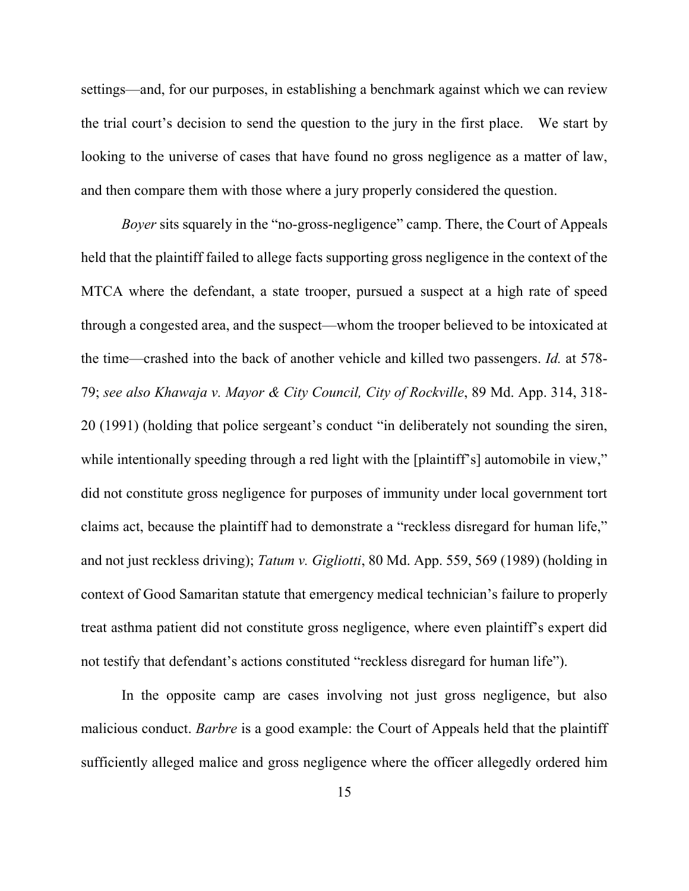settings—and, for our purposes, in establishing a benchmark against which we can review the trial court's decision to send the question to the jury in the first place. We start by looking to the universe of cases that have found no gross negligence as a matter of law, and then compare them with those where a jury properly considered the question.

*Boyer* sits squarely in the "no-gross-negligence" camp. There, the Court of Appeals held that the plaintiff failed to allege facts supporting gross negligence in the context of the MTCA where the defendant, a state trooper, pursued a suspect at a high rate of speed through a congested area, and the suspect—whom the trooper believed to be intoxicated at the time—crashed into the back of another vehicle and killed two passengers. *Id.* at 578-79; *see also Khawaja v. Mayor & City Council, City of Rockville*, 89 Md. App. 314, 318-20 (1991) (holding that police sergeant's conduct "in deliberately not sounding the siren, while intentionally speeding through a red light with the [plaintiff's] automobile in view," did not constitute gross negligence for purposes of immunity under local government tort claims act, because the plaintiff had to demonstrate a "reckless disregard for human life," and not just reckless driving); *Tatum v. Gigliotti*, 80 Md. App. 559, 569 (1989) (holding in context of Good Samaritan statute that emergency medical technician's failure to properly treat asthma patient did not constitute gross negligence, where even plaintiff's expert did not testify that defendant's actions constituted "reckless disregard for human life").

In the opposite camp are cases involving not just gross negligence, but also malicious conduct. *Barbre* is a good example: the Court of Appeals held that the plaintiff sufficiently alleged malice and gross negligence where the officer allegedly ordered him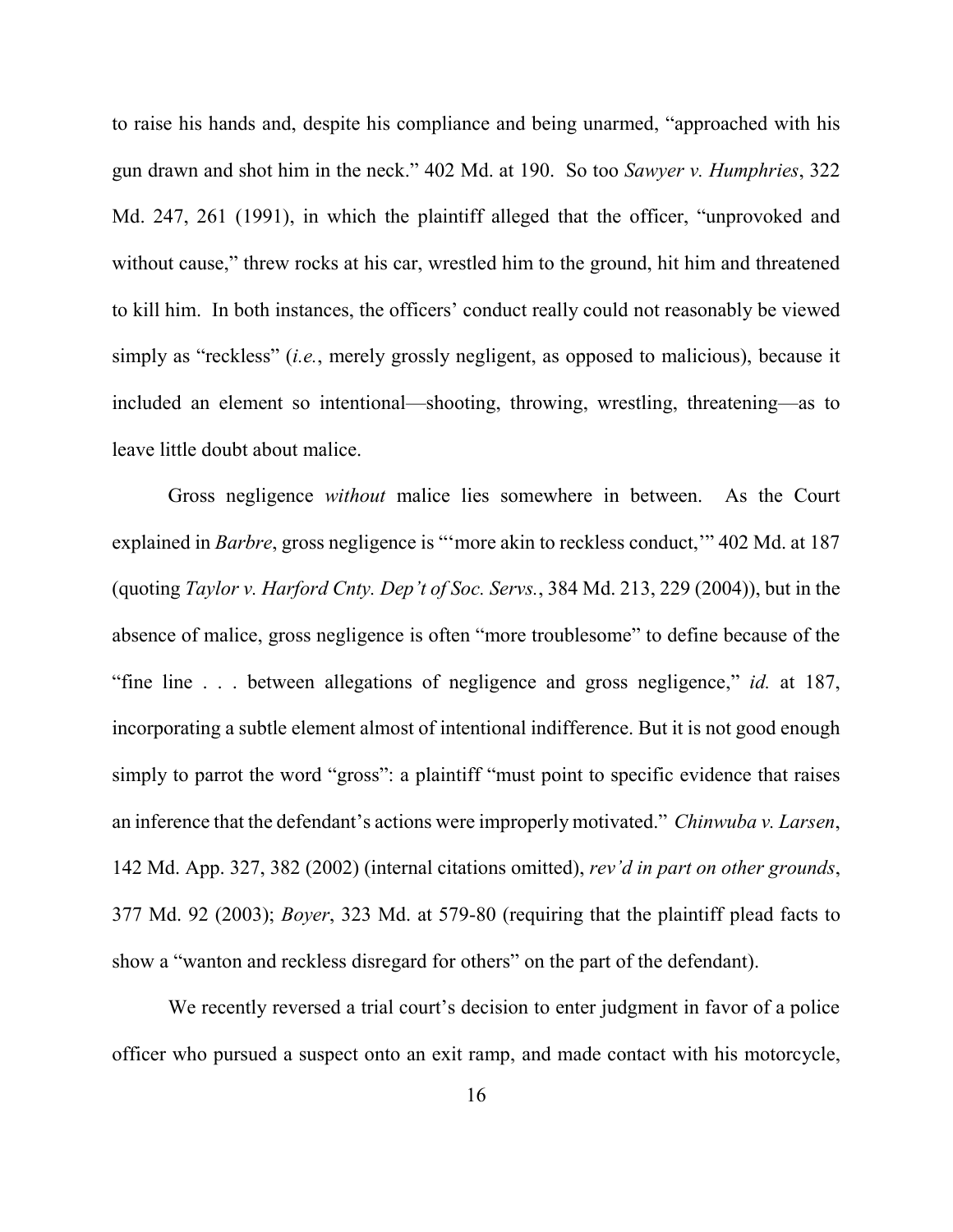to raise his hands and, despite his compliance and being unarmed, "approached with his gun drawn and shot him in the neck." 402 Md. at 190. So too *Sawyer v. Humphries*, 322 Md. 247, 261 (1991), in which the plaintiff alleged that the officer, "unprovoked and without cause," threw rocks at his car, wrestled him to the ground, hit him and threatened to kill him. In both instances, the officers' conduct really could not reasonably be viewed simply as "reckless" (*i.e.*, merely grossly negligent, as opposed to malicious), because it included an element so intentional—shooting, throwing, wrestling, threatening—as to leave little doubt about malice.

Gross negligence *without* malice lies somewhere in between. As the Court explained in *Barbre*, gross negligence is "'more akin to reckless conduct,'" 402 Md. at 187 (quoting *Taylor v. Harford Cnty. Dep't of Soc. Servs.*, 384 Md. 213, 229 (2004)), but in the absence of malice, gross negligence is often "more troublesome" to define because of the "fine line . . . between allegations of negligence and gross negligence," *id.* at 187, incorporating a subtle element almost of intentional indifference. But it is not good enough simply to parrot the word "gross": a plaintiff "must point to specific evidence that raises an inference that the defendant's actions were improperly motivated." *Chinwuba v. Larsen*, 142 Md. App. 327, 382 (2002) (internal citations omitted), *rev'd in part on other grounds*, 377 Md. 92 (2003); *Boyer*, 323 Md. at 579-80 (requiring that the plaintiff plead facts to show a "wanton and reckless disregard for others" on the part of the defendant).

We recently reversed a trial court's decision to enter judgment in favor of a police officer who pursued a suspect onto an exit ramp, and made contact with his motorcycle,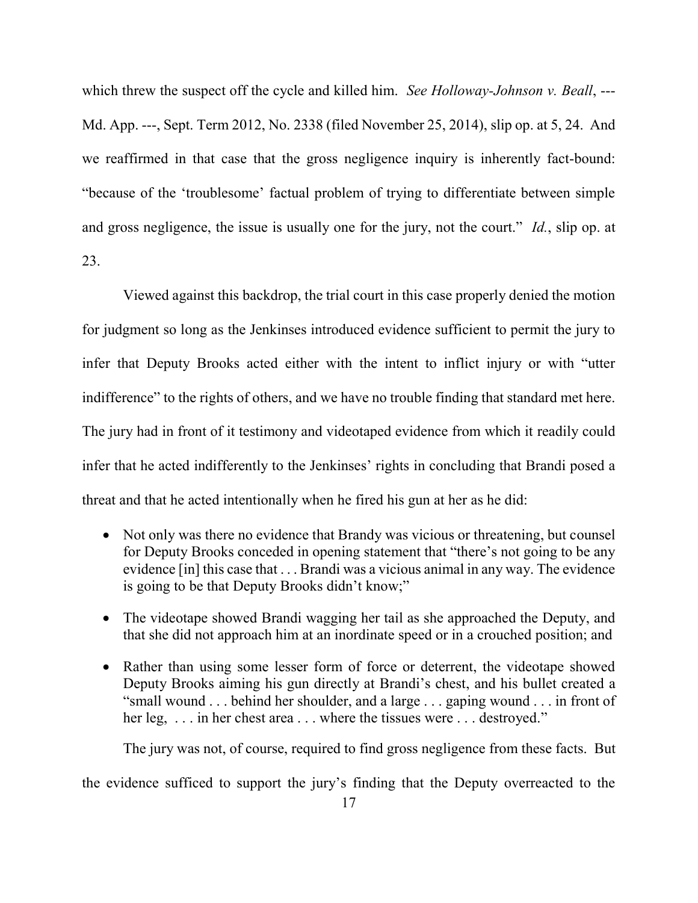which threw the suspect off the cycle and killed him. *See Holloway-Johnson v. Beall*, --- Md. App. ---, Sept. Term 2012, No. 2338 (filed November 25, 2014), slip op. at 5, 24. And we reaffirmed in that case that the gross negligence inquiry is inherently fact-bound: "because of the 'troublesome' factual problem of trying to differentiate between simple and gross negligence, the issue is usually one for the jury, not the court." *Id.*, slip op. at 23.

Viewed against this backdrop, the trial court in this case properly denied the motion for judgment so long as the Jenkinses introduced evidence sufficient to permit the jury to infer that Deputy Brooks acted either with the intent to inflict injury or with "utter indifference" to the rights of others, and we have no trouble finding that standard met here. The jury had in front of it testimony and videotaped evidence from which it readily could infer that he acted indifferently to the Jenkinses' rights in concluding that Brandi posed a threat and that he acted intentionally when he fired his gun at her as he did:

- Not only was there no evidence that Brandy was vicious or threatening, but counsel for Deputy Brooks conceded in opening statement that "there's not going to be any evidence [in] this case that . . . Brandi was a vicious animal in any way. The evidence is going to be that Deputy Brooks didn't know;"
- The videotape showed Brandi wagging her tail as she approached the Deputy, and that she did not approach him at an inordinate speed or in a crouched position; and
- Rather than using some lesser form of force or deterrent, the videotape showed Deputy Brooks aiming his gun directly at Brandi's chest, and his bullet created a "small wound . . . behind her shoulder, and a large . . . gaping wound . . . in front of her leg, . . . in her chest area . . . where the tissues were . . . destroyed."

The jury was not, of course, required to find gross negligence from these facts. But the evidence sufficed to support the jury's finding that the Deputy overreacted to the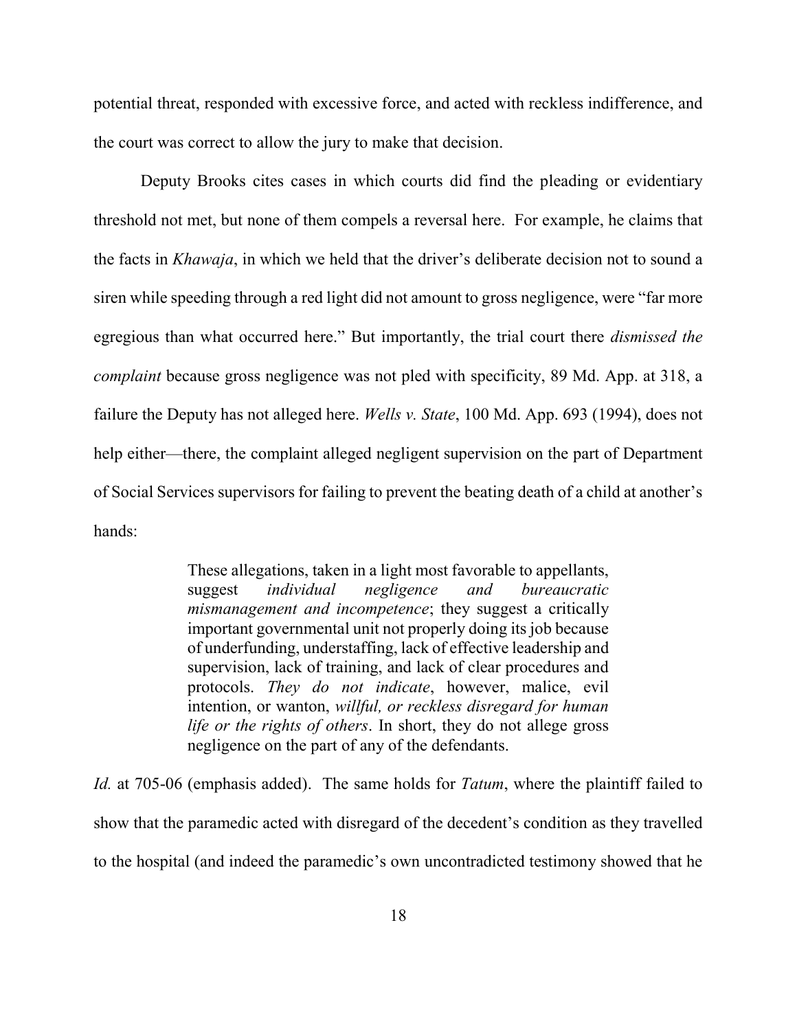potential threat, responded with excessive force, and acted with reckless indifference, and the court was correct to allow the jury to make that decision.

Deputy Brooks cites cases in which courts did find the pleading or evidentiary threshold not met, but none of them compels a reversal here. For example, he claims that the facts in *Khawaja*, in which we held that the driver's deliberate decision not to sound a siren while speeding through a red light did not amount to gross negligence, were "far more egregious than what occurred here." But importantly, the trial court there *dismissed the complaint* because gross negligence was not pled with specificity, 89 Md. App. at 318, a failure the Deputy has not alleged here. *Wells v. State*, 100 Md. App. 693 (1994), does not help either—there, the complaint alleged negligent supervision on the part of Department of Social Services supervisors for failing to prevent the beating death of a child at another's hands:

> These allegations, taken in a light most favorable to appellants, suggest *individual negligence and bureaucratic mismanagement and incompetence*; they suggest a critically important governmental unit not properly doing its job because of underfunding, understaffing, lack of effective leadership and supervision, lack of training, and lack of clear procedures and protocols. *They do not indicate*, however, malice, evil intention, or wanton, *willful, or reckless disregard for human life or the rights of others*. In short, they do not allege gross negligence on the part of any of the defendants.

*Id.* at 705-06 (emphasis added). The same holds for *Tatum*, where the plaintiff failed to show that the paramedic acted with disregard of the decedent's condition as they travelled to the hospital (and indeed the paramedic's own uncontradicted testimony showed that he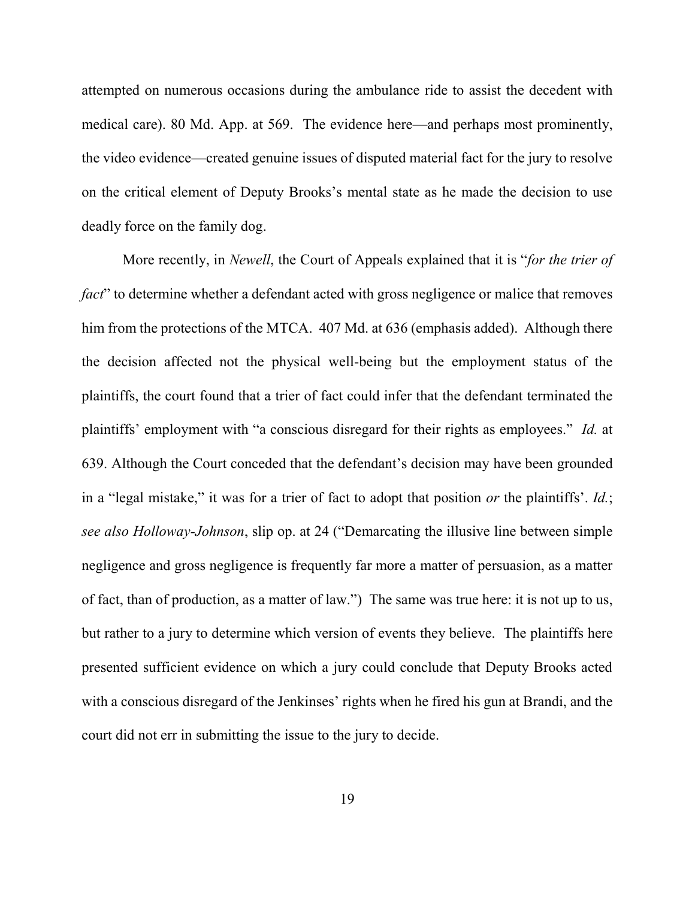attempted on numerous occasions during the ambulance ride to assist the decedent with medical care). 80 Md. App. at 569. The evidence here—and perhaps most prominently, the video evidence—created genuine issues of disputed material fact for the jury to resolve on the critical element of Deputy Brooks's mental state as he made the decision to use deadly force on the family dog.

More recently, in *Newell*, the Court of Appeals explained that it is "*for the trier of fact*" to determine whether a defendant acted with gross negligence or malice that removes him from the protections of the MTCA. 407 Md. at 636 (emphasis added). Although there the decision affected not the physical well-being but the employment status of the plaintiffs, the court found that a trier of fact could infer that the defendant terminated the plaintiffs' employment with "a conscious disregard for their rights as employees." *Id.* at 639. Although the Court conceded that the defendant's decision may have been grounded in a "legal mistake," it was for a trier of fact to adopt that position *or* the plaintiffs'. *Id.*; *see also Holloway-Johnson*, slip op. at 24 ("Demarcating the illusive line between simple negligence and gross negligence is frequently far more a matter of persuasion, as a matter of fact, than of production, as a matter of law.") The same was true here: it is not up to us, but rather to a jury to determine which version of events they believe. The plaintiffs here presented sufficient evidence on which a jury could conclude that Deputy Brooks acted with a conscious disregard of the Jenkinses' rights when he fired his gun at Brandi, and the court did not err in submitting the issue to the jury to decide.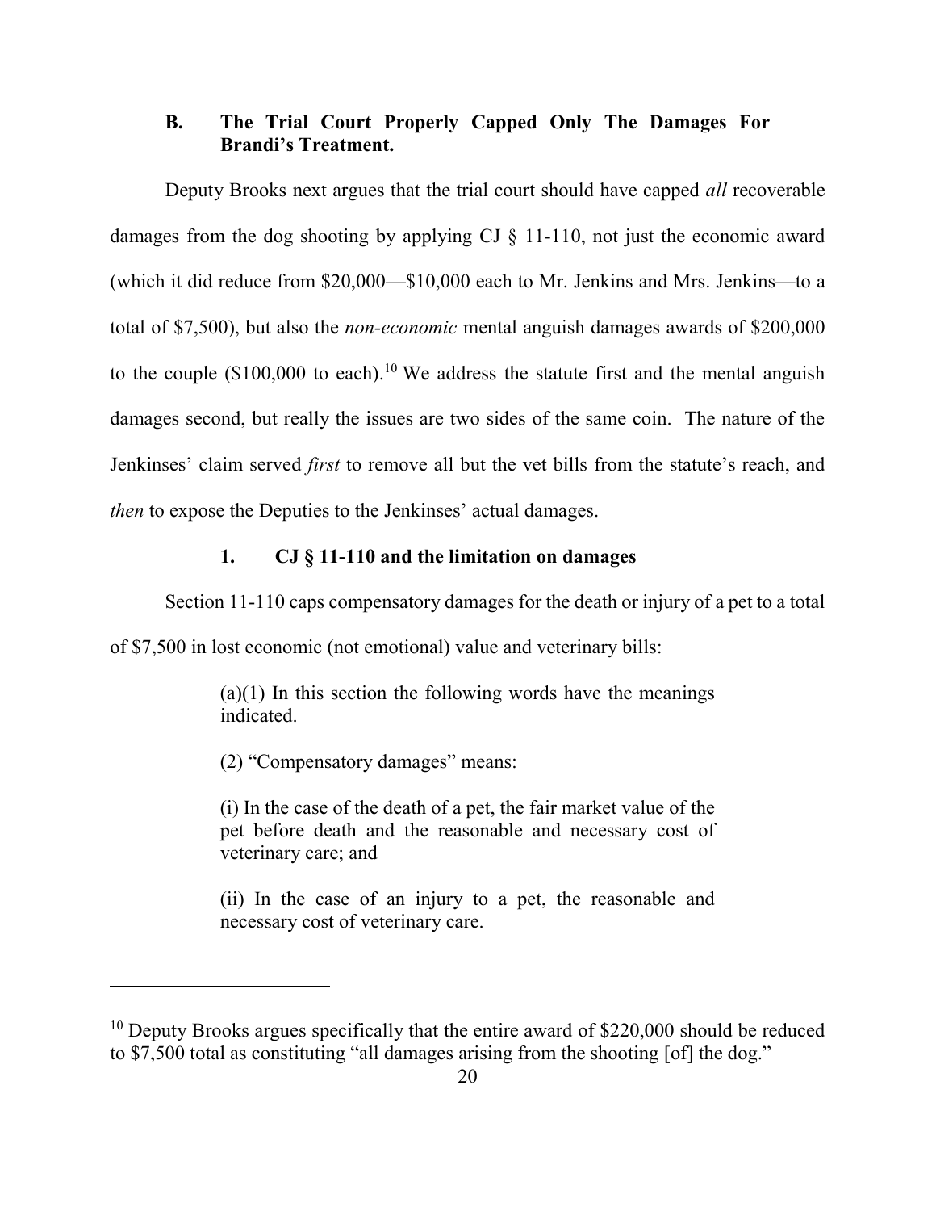### B. The Trial Court Properly Capped Only The Damages For Brandi's Treatment.

Deputy Brooks next argues that the trial court should have capped *all* recoverable damages from the dog shooting by applying CJ § 11-110, not just the economic award (which it did reduce from $20,000—$10,000 each to Mr. Jenkins and Mrs. Jenkins—to a total of $7,500), but also the *non-economic* mental anguish damages awards of $200,000 to the couple ($100,000 to each).[10] We address the statute first and the mental anguish damages second, but really the issues are two sides of the same coin. The nature of the Jenkinses' claim served *first* to remove all but the vet bills from the statute's reach, and *then* to expose the Deputies to the Jenkinses' actual damages.

#### 1. CJ § 11-110 and the limitation on damages

Section 11-110 caps compensatory damages for the death or injury of a pet to a total of $7,500 in lost economic (not emotional) value and veterinary bills:

> (a)(1) In this section the following words have the meanings indicated.
>
> (2) "Compensatory damages" means:
>
> (i) In the case of the death of a pet, the fair market value of the pet before death and the reasonable and necessary cost of veterinary care; and
>
> (ii) In the case of an injury to a pet, the reasonable and necessary cost of veterinary care.

---

[10] Deputy Brooks argues specifically that the entire award of $220,000 should be reduced to $7,500 total as constituting "all damages arising from the shooting [of] the dog."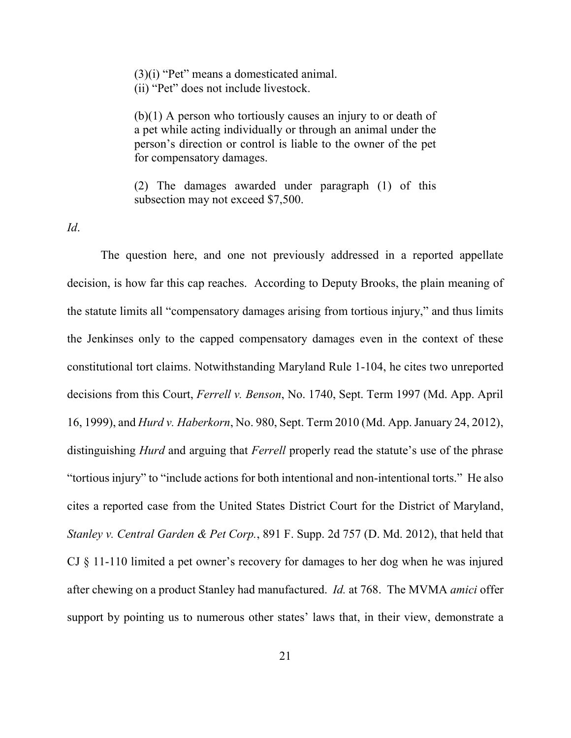> (3)(i) "Pet" means a domesticated animal.
> (ii) "Pet" does not include livestock.
>
> (b)(1) A person who tortiously causes an injury to or death of a pet while acting individually or through an animal under the person's direction or control is liable to the owner of the pet for compensatory damages.
>
> (2) The damages awarded under paragraph (1) of this subsection may not exceed $7,500.

*Id*.

The question here, and one not previously addressed in a reported appellate decision, is how far this cap reaches. According to Deputy Brooks, the plain meaning of the statute limits all "compensatory damages arising from tortious injury," and thus limits the Jenkinses only to the capped compensatory damages even in the context of these constitutional tort claims. Notwithstanding Maryland Rule 1-104, he cites two unreported decisions from this Court, *Ferrell v. Benson*, No. 1740, Sept. Term 1997 (Md. App. April 16, 1999), and *Hurd v. Haberkorn*, No. 980, Sept. Term 2010 (Md. App. January 24, 2012), distinguishing *Hurd* and arguing that *Ferrell* properly read the statute's use of the phrase "tortious injury" to "include actions for both intentional and non-intentional torts." He also cites a reported case from the United States District Court for the District of Maryland, *Stanley v. Central Garden & Pet Corp.*, 891 F. Supp. 2d 757 (D. Md. 2012), that held that CJ § 11-110 limited a pet owner's recovery for damages to her dog when he was injured after chewing on a product Stanley had manufactured. *Id.* at 768. The MVMA *amici* offer support by pointing us to numerous other states' laws that, in their view, demonstrate a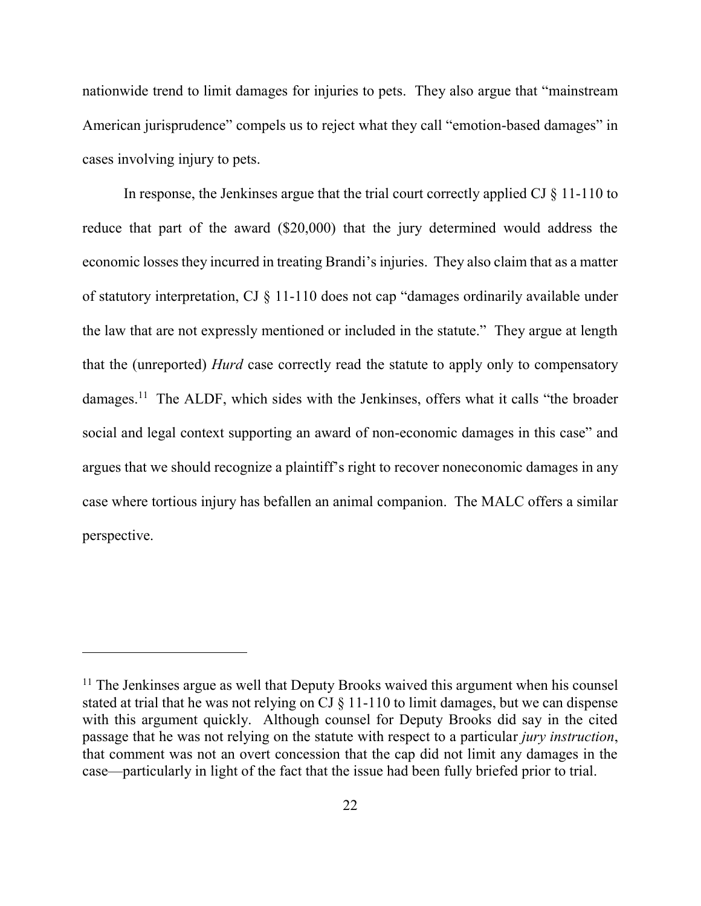nationwide trend to limit damages for injuries to pets. They also argue that "mainstream American jurisprudence" compels us to reject what they call "emotion-based damages" in cases involving injury to pets.

In response, the Jenkinses argue that the trial court correctly applied CJ § 11-110 to reduce that part of the award ($20,000) that the jury determined would address the economic losses they incurred in treating Brandi's injuries. They also claim that as a matter of statutory interpretation, CJ § 11-110 does not cap "damages ordinarily available under the law that are not expressly mentioned or included in the statute." They argue at length that the (unreported) *Hurd* case correctly read the statute to apply only to compensatory damages.[11] The ALDF, which sides with the Jenkinses, offers what it calls "the broader social and legal context supporting an award of non-economic damages in this case" and argues that we should recognize a plaintiff's right to recover noneconomic damages in any case where tortious injury has befallen an animal companion. The MALC offers a similar perspective.

---

[11] The Jenkinses argue as well that Deputy Brooks waived this argument when his counsel stated at trial that he was not relying on CJ § 11-110 to limit damages, but we can dispense with this argument quickly. Although counsel for Deputy Brooks did say in the cited passage that he was not relying on the statute with respect to a particular *jury instruction*, that comment was not an overt concession that the cap did not limit any damages in the case—particularly in light of the fact that the issue had been fully briefed prior to trial.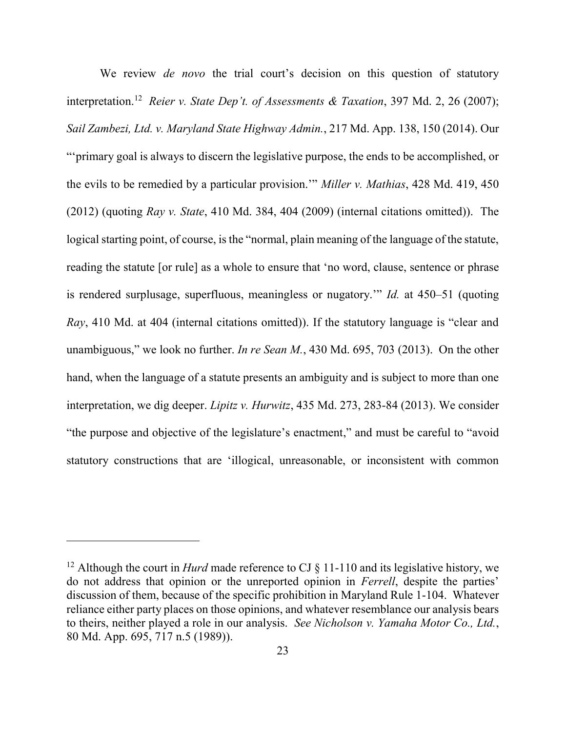We review *de novo* the trial court's decision on this question of statutory interpretation.[12] *Reier v. State Dep't. of Assessments & Taxation*, 397 Md. 2, 26 (2007); *Sail Zambezi, Ltd. v. Maryland State Highway Admin.*, 217 Md. App. 138, 150 (2014). Our "'primary goal is always to discern the legislative purpose, the ends to be accomplished, or the evils to be remedied by a particular provision.'" *Miller v. Mathias*, 428 Md. 419, 450 (2012) (quoting *Ray v. State*, 410 Md. 384, 404 (2009) (internal citations omitted)). The logical starting point, of course, is the "normal, plain meaning of the language of the statute, reading the statute [or rule] as a whole to ensure that 'no word, clause, sentence or phrase is rendered surplusage, superfluous, meaningless or nugatory.'" *Id.* at 450–51 (quoting *Ray*, 410 Md. at 404 (internal citations omitted)). If the statutory language is "clear and unambiguous," we look no further. *In re Sean M.*, 430 Md. 695, 703 (2013). On the other hand, when the language of a statute presents an ambiguity and is subject to more than one interpretation, we dig deeper. *Lipitz v. Hurwitz*, 435 Md. 273, 283-84 (2013). We consider "the purpose and objective of the legislature's enactment," and must be careful to "avoid statutory constructions that are 'illogical, unreasonable, or inconsistent with common

---

[12] Although the court in *Hurd* made reference to CJ § 11-110 and its legislative history, we do not address that opinion or the unreported opinion in *Ferrell*, despite the parties' discussion of them, because of the specific prohibition in Maryland Rule 1-104. Whatever reliance either party places on those opinions, and whatever resemblance our analysis bears to theirs, neither played a role in our analysis. *See Nicholson v. Yamaha Motor Co., Ltd.*, 80 Md. App. 695, 717 n.5 (1989)).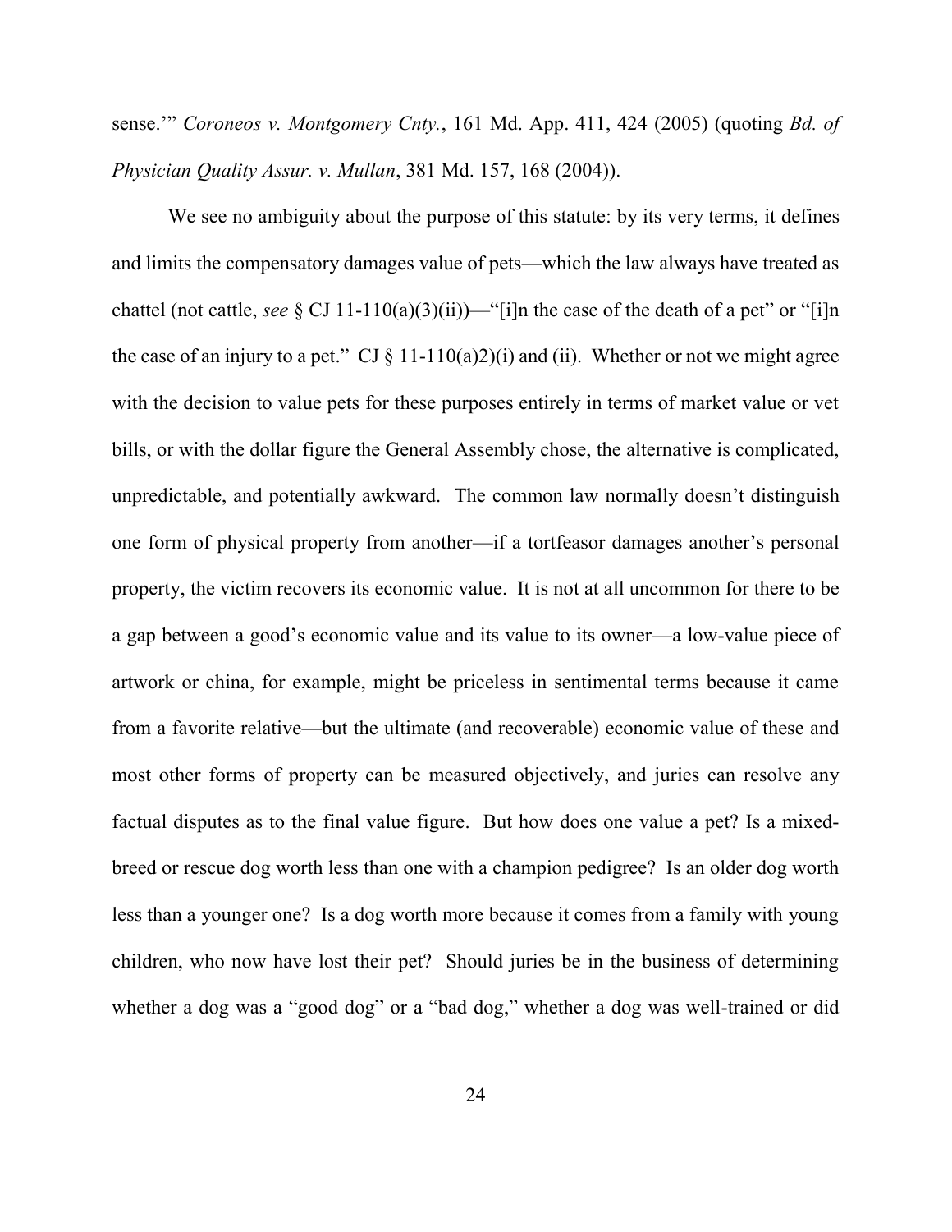sense.'" *Coroneos v. Montgomery Cnty.*, 161 Md. App. 411, 424 (2005) (quoting *Bd. of Physician Quality Assur. v. Mullan*, 381 Md. 157, 168 (2004)).

We see no ambiguity about the purpose of this statute: by its very terms, it defines and limits the compensatory damages value of pets—which the law always have treated as chattel (not cattle, *see* § CJ 11-110(a)(3)(ii))—"[i]n the case of the death of a pet" or "[i]n the case of an injury to a pet." CJ § 11-110(a)2)(i) and (ii). Whether or not we might agree with the decision to value pets for these purposes entirely in terms of market value or vet bills, or with the dollar figure the General Assembly chose, the alternative is complicated, unpredictable, and potentially awkward. The common law normally doesn't distinguish one form of physical property from another—if a tortfeasor damages another's personal property, the victim recovers its economic value. It is not at all uncommon for there to be a gap between a good's economic value and its value to its owner—a low-value piece of artwork or china, for example, might be priceless in sentimental terms because it came from a favorite relative—but the ultimate (and recoverable) economic value of these and most other forms of property can be measured objectively, and juries can resolve any factual disputes as to the final value figure. But how does one value a pet? Is a mixed-breed or rescue dog worth less than one with a champion pedigree? Is an older dog worth less than a younger one? Is a dog worth more because it comes from a family with young children, who now have lost their pet? Should juries be in the business of determining whether a dog was a "good dog" or a "bad dog," whether a dog was well-trained or did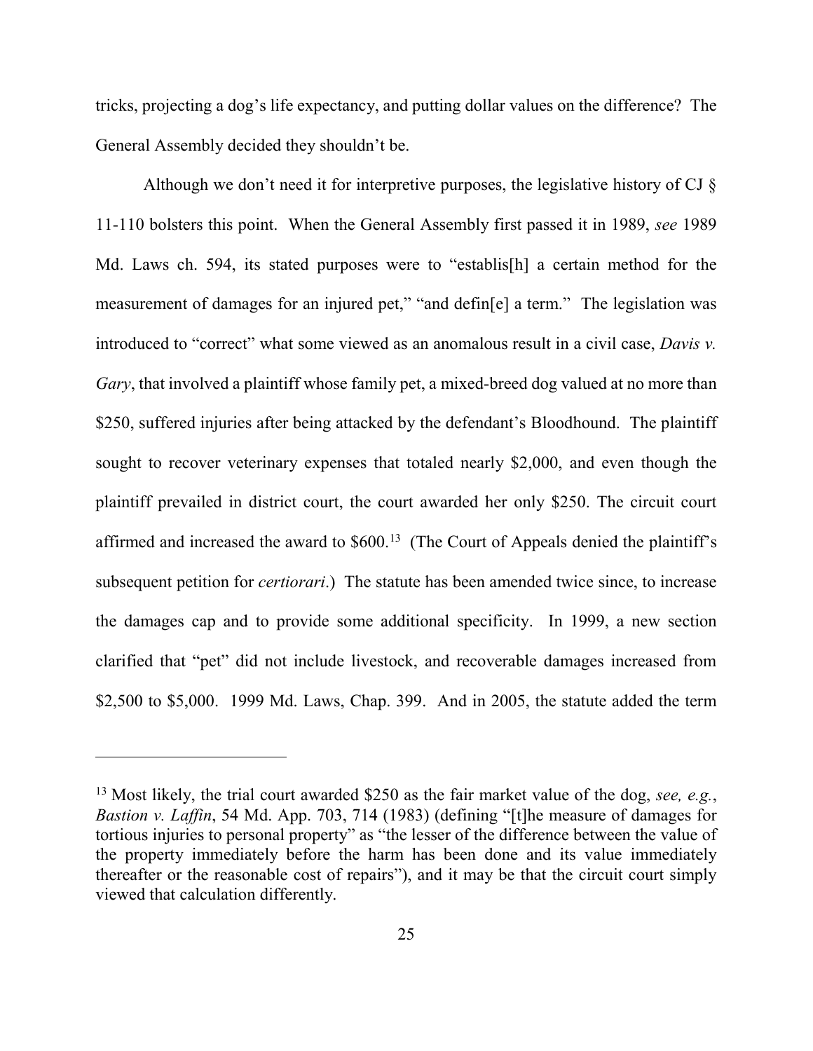tricks, projecting a dog's life expectancy, and putting dollar values on the difference? The General Assembly decided they shouldn't be.

Although we don't need it for interpretive purposes, the legislative history of CJ § 11-110 bolsters this point. When the General Assembly first passed it in 1989, *see* 1989 Md. Laws ch. 594, its stated purposes were to "establis[h] a certain method for the measurement of damages for an injured pet," "and defin[e] a term." The legislation was introduced to "correct" what some viewed as an anomalous result in a civil case, *Davis v. Gary*, that involved a plaintiff whose family pet, a mixed-breed dog valued at no more than $250, suffered injuries after being attacked by the defendant's Bloodhound. The plaintiff sought to recover veterinary expenses that totaled nearly $2,000, and even though the plaintiff prevailed in district court, the court awarded her only $250. The circuit court affirmed and increased the award to $600.[13] (The Court of Appeals denied the plaintiff's subsequent petition for *certiorari*.) The statute has been amended twice since, to increase the damages cap and to provide some additional specificity. In 1999, a new section clarified that "pet" did not include livestock, and recoverable damages increased from $2,500 to $5,000. 1999 Md. Laws, Chap. 399. And in 2005, the statute added the term

---

[13] Most likely, the trial court awarded $250 as the fair market value of the dog, *see, e.g.*, *Bastion v. Laffin*, 54 Md. App. 703, 714 (1983) (defining "[t]he measure of damages for tortious injuries to personal property" as "the lesser of the difference between the value of the property immediately before the harm has been done and its value immediately thereafter or the reasonable cost of repairs"), and it may be that the circuit court simply viewed that calculation differently.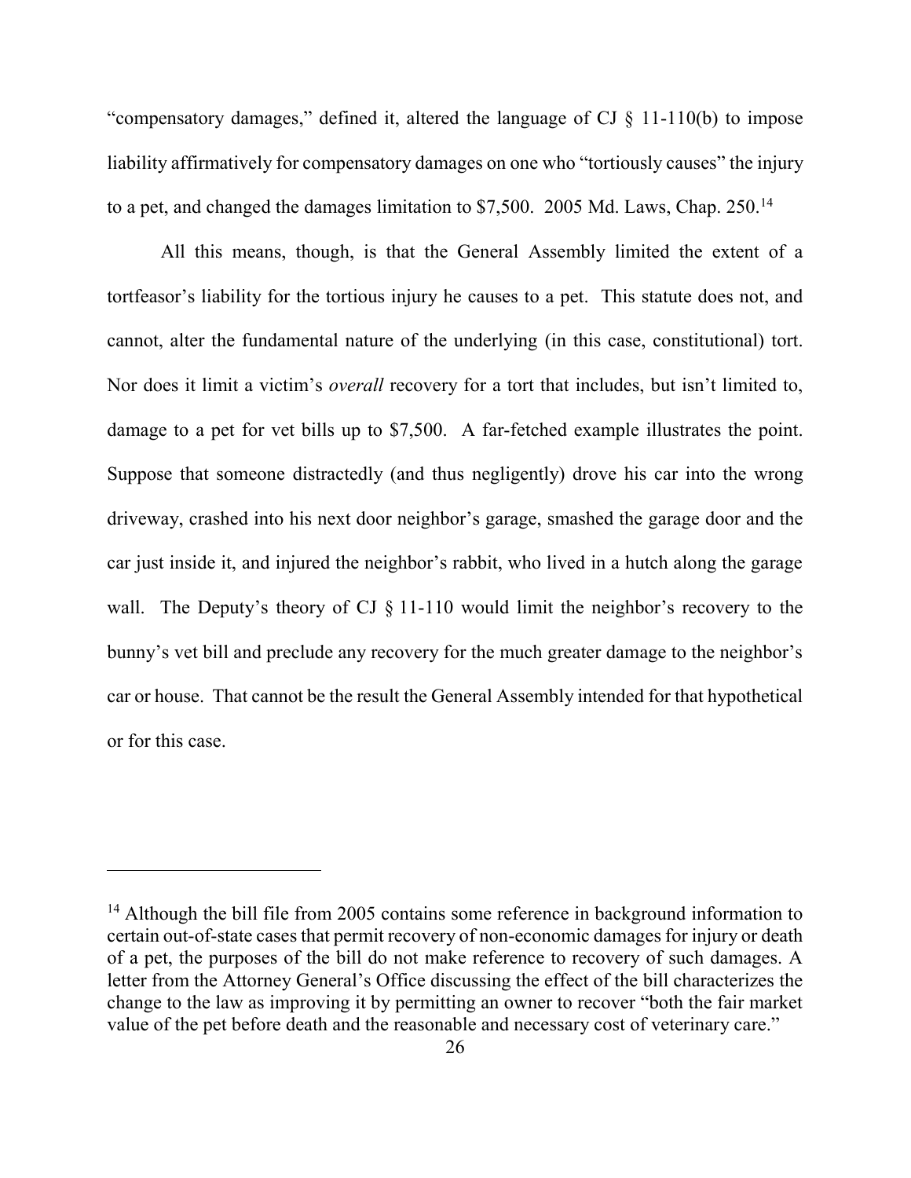"compensatory damages," defined it, altered the language of CJ § 11-110(b) to impose liability affirmatively for compensatory damages on one who "tortiously causes" the injury to a pet, and changed the damages limitation to $7,500. 2005 Md. Laws, Chap. 250.[14]

All this means, though, is that the General Assembly limited the extent of a tortfeasor's liability for the tortious injury he causes to a pet. This statute does not, and cannot, alter the fundamental nature of the underlying (in this case, constitutional) tort. Nor does it limit a victim's *overall* recovery for a tort that includes, but isn't limited to, damage to a pet for vet bills up to $7,500. A far-fetched example illustrates the point. Suppose that someone distractedly (and thus negligently) drove his car into the wrong driveway, crashed into his next door neighbor's garage, smashed the garage door and the car just inside it, and injured the neighbor's rabbit, who lived in a hutch along the garage wall. The Deputy's theory of CJ § 11-110 would limit the neighbor's recovery to the bunny's vet bill and preclude any recovery for the much greater damage to the neighbor's car or house. That cannot be the result the General Assembly intended for that hypothetical or for this case.

---

[14] Although the bill file from 2005 contains some reference in background information to certain out-of-state cases that permit recovery of non-economic damages for injury or death of a pet, the purposes of the bill do not make reference to recovery of such damages. A letter from the Attorney General's Office discussing the effect of the bill characterizes the change to the law as improving it by permitting an owner to recover "both the fair market value of the pet before death and the reasonable and necessary cost of veterinary care."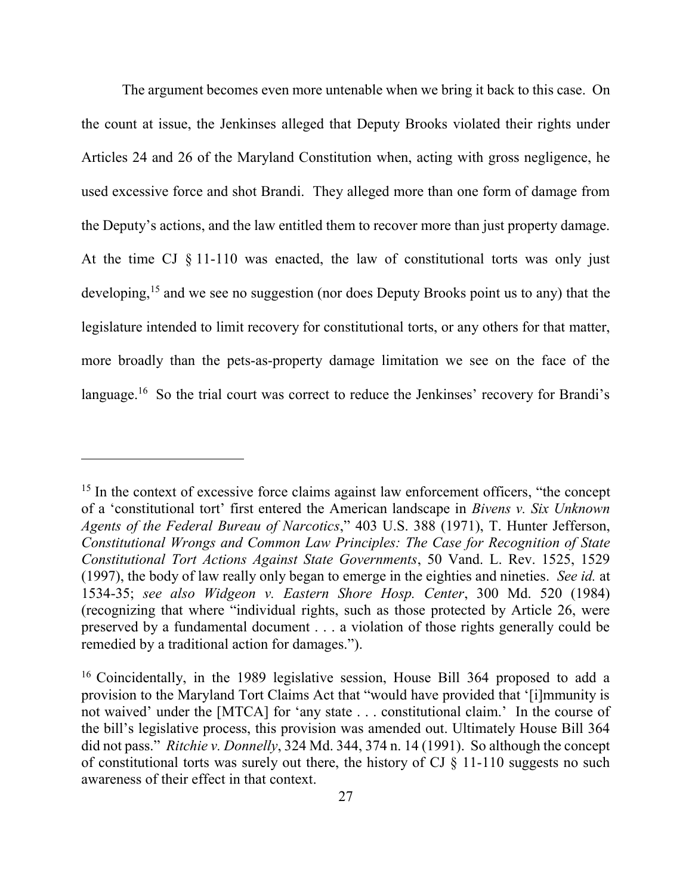The argument becomes even more untenable when we bring it back to this case. On the count at issue, the Jenkinses alleged that Deputy Brooks violated their rights under Articles 24 and 26 of the Maryland Constitution when, acting with gross negligence, he used excessive force and shot Brandi. They alleged more than one form of damage from the Deputy's actions, and the law entitled them to recover more than just property damage. At the time CJ § 11-110 was enacted, the law of constitutional torts was only just developing,[15] and we see no suggestion (nor does Deputy Brooks point us to any) that the legislature intended to limit recovery for constitutional torts, or any others for that matter, more broadly than the pets-as-property damage limitation we see on the face of the language.[16] So the trial court was correct to reduce the Jenkinses' recovery for Brandi's

---

[15] In the context of excessive force claims against law enforcement officers, "the concept of a 'constitutional tort' first entered the American landscape in *Bivens v. Six Unknown Agents of the Federal Bureau of Narcotics*," 403 U.S. 388 (1971), T. Hunter Jefferson, *Constitutional Wrongs and Common Law Principles: The Case for Recognition of State Constitutional Tort Actions Against State Governments*, 50 Vand. L. Rev. 1525, 1529 (1997), the body of law really only began to emerge in the eighties and nineties. *See id.* at 1534-35; *see also Widgeon v. Eastern Shore Hosp. Center*, 300 Md. 520 (1984) (recognizing that where "individual rights, such as those protected by Article 26, were preserved by a fundamental document . . . a violation of those rights generally could be remedied by a traditional action for damages.").

[16] Coincidentally, in the 1989 legislative session, House Bill 364 proposed to add a provision to the Maryland Tort Claims Act that "would have provided that '[i]mmunity is not waived' under the [MTCA] for 'any state . . . constitutional claim.' In the course of the bill's legislative process, this provision was amended out. Ultimately House Bill 364 did not pass." *Ritchie v. Donnelly*, 324 Md. 344, 374 n. 14 (1991). So although the concept of constitutional torts was surely out there, the history of CJ § 11-110 suggests no such awareness of their effect in that context.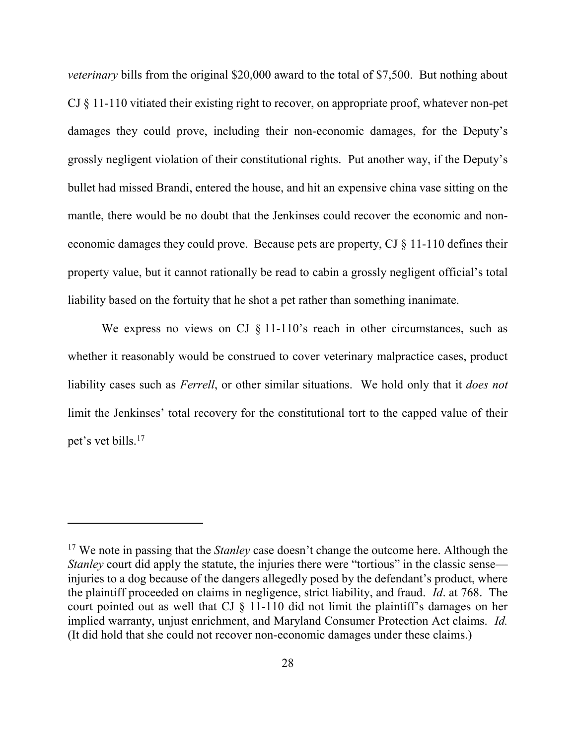*veterinary* bills from the original $20,000 award to the total of $7,500. But nothing about CJ § 11-110 vitiated their existing right to recover, on appropriate proof, whatever non-pet damages they could prove, including their non-economic damages, for the Deputy's grossly negligent violation of their constitutional rights. Put another way, if the Deputy's bullet had missed Brandi, entered the house, and hit an expensive china vase sitting on the mantle, there would be no doubt that the Jenkinses could recover the economic and non-economic damages they could prove. Because pets are property, CJ § 11-110 defines their property value, but it cannot rationally be read to cabin a grossly negligent official's total liability based on the fortuity that he shot a pet rather than something inanimate.

We express no views on CJ § 11-110's reach in other circumstances, such as whether it reasonably would be construed to cover veterinary malpractice cases, product liability cases such as *Ferrell*, or other similar situations. We hold only that it *does not* limit the Jenkinses' total recovery for the constitutional tort to the capped value of their pet's vet bills.[17]

---

[17] We note in passing that the *Stanley* case doesn't change the outcome here. Although the *Stanley* court did apply the statute, the injuries there were "tortious" in the classic sense—injuries to a dog because of the dangers allegedly posed by the defendant's product, where the plaintiff proceeded on claims in negligence, strict liability, and fraud. *Id*. at 768. The court pointed out as well that CJ § 11-110 did not limit the plaintiff's damages on her implied warranty, unjust enrichment, and Maryland Consumer Protection Act claims. *Id.* (It did hold that she could not recover non-economic damages under these claims.)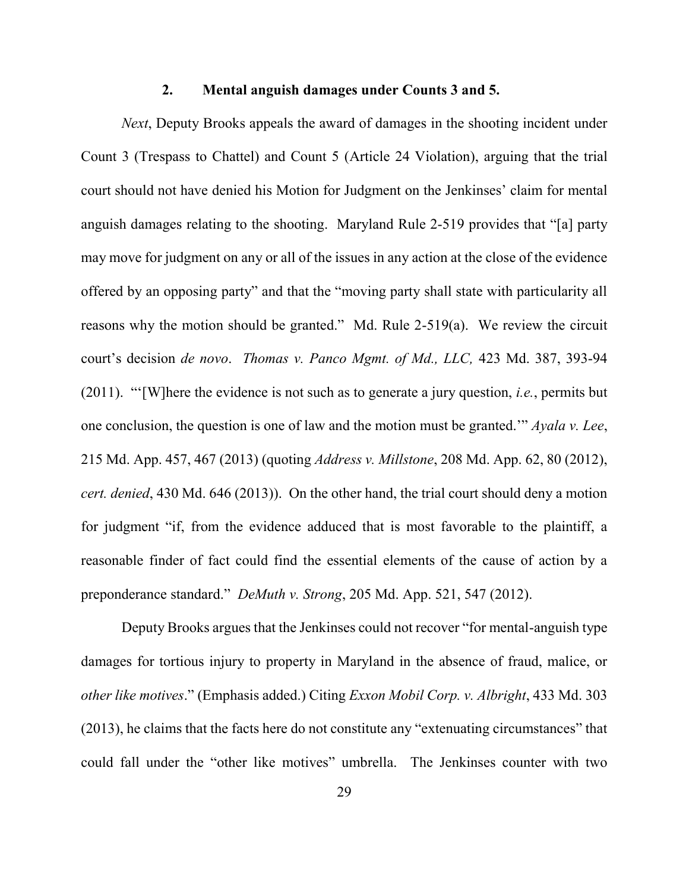### 2. Mental anguish damages under Counts 3 and 5.

*Next*, Deputy Brooks appeals the award of damages in the shooting incident under Count 3 (Trespass to Chattel) and Count 5 (Article 24 Violation), arguing that the trial court should not have denied his Motion for Judgment on the Jenkinses' claim for mental anguish damages relating to the shooting. Maryland Rule 2-519 provides that "[a] party may move for judgment on any or all of the issues in any action at the close of the evidence offered by an opposing party" and that the "moving party shall state with particularity all reasons why the motion should be granted." Md. Rule 2-519(a). We review the circuit court's decision *de novo*. *Thomas v. Panco Mgmt. of Md., LLC,* 423 Md. 387, 393-94 (2011). "'[W]here the evidence is not such as to generate a jury question, *i.e.*, permits but one conclusion, the question is one of law and the motion must be granted.'" *Ayala v. Lee*, 215 Md. App. 457, 467 (2013) (quoting *Address v. Millstone*, 208 Md. App. 62, 80 (2012), *cert. denied*, 430 Md. 646 (2013)). On the other hand, the trial court should deny a motion for judgment "if, from the evidence adduced that is most favorable to the plaintiff, a reasonable finder of fact could find the essential elements of the cause of action by a preponderance standard." *DeMuth v. Strong*, 205 Md. App. 521, 547 (2012).

Deputy Brooks argues that the Jenkinses could not recover "for mental-anguish type damages for tortious injury to property in Maryland in the absence of fraud, malice, or *other like motives*." (Emphasis added.) Citing *Exxon Mobil Corp. v. Albright*, 433 Md. 303 (2013), he claims that the facts here do not constitute any "extenuating circumstances" that could fall under the "other like motives" umbrella. The Jenkinses counter with two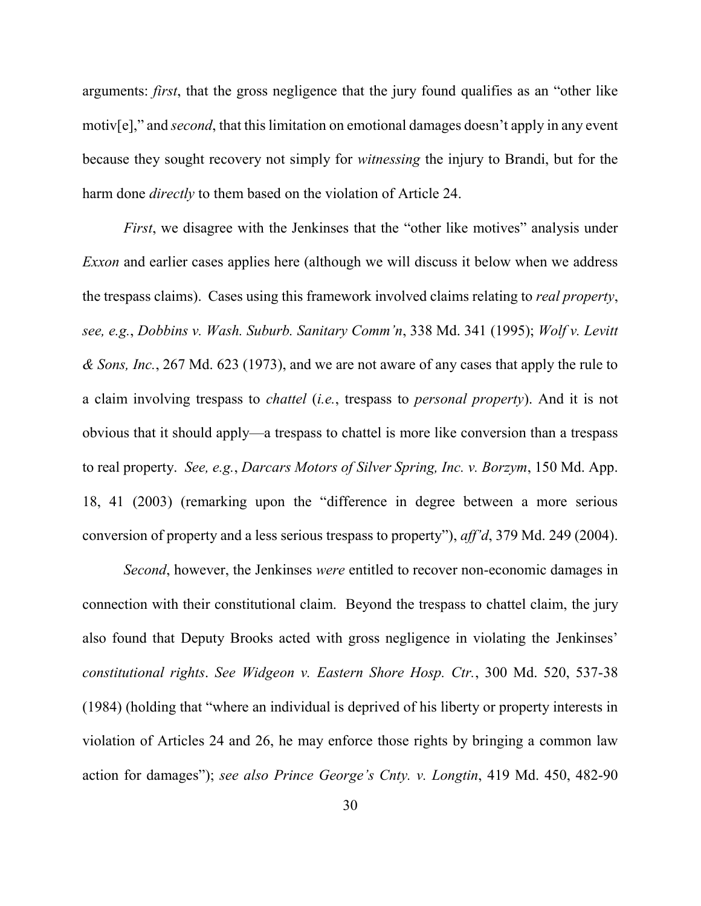arguments: *first*, that the gross negligence that the jury found qualifies as an "other like motiv[e]," and *second*, that this limitation on emotional damages doesn't apply in any event because they sought recovery not simply for *witnessing* the injury to Brandi, but for the harm done *directly* to them based on the violation of Article 24.

*First*, we disagree with the Jenkinses that the "other like motives" analysis under *Exxon* and earlier cases applies here (although we will discuss it below when we address the trespass claims). Cases using this framework involved claims relating to *real property*, *see, e.g.*, *Dobbins v. Wash. Suburb. Sanitary Comm'n*, 338 Md. 341 (1995); *Wolf v. Levitt & Sons, Inc.*, 267 Md. 623 (1973), and we are not aware of any cases that apply the rule to a claim involving trespass to *chattel* (*i.e.*, trespass to *personal property*). And it is not obvious that it should apply—a trespass to chattel is more like conversion than a trespass to real property. *See, e.g.*, *Darcars Motors of Silver Spring, Inc. v. Borzym*, 150 Md. App. 18, 41 (2003) (remarking upon the "difference in degree between a more serious conversion of property and a less serious trespass to property"), *aff'd*, 379 Md. 249 (2004).

*Second*, however, the Jenkinses *were* entitled to recover non-economic damages in connection with their constitutional claim. Beyond the trespass to chattel claim, the jury also found that Deputy Brooks acted with gross negligence in violating the Jenkinses' *constitutional rights*. *See Widgeon v. Eastern Shore Hosp. Ctr.*, 300 Md. 520, 537-38 (1984) (holding that "where an individual is deprived of his liberty or property interests in violation of Articles 24 and 26, he may enforce those rights by bringing a common law action for damages"); *see also Prince George's Cnty. v. Longtin*, 419 Md. 450, 482-90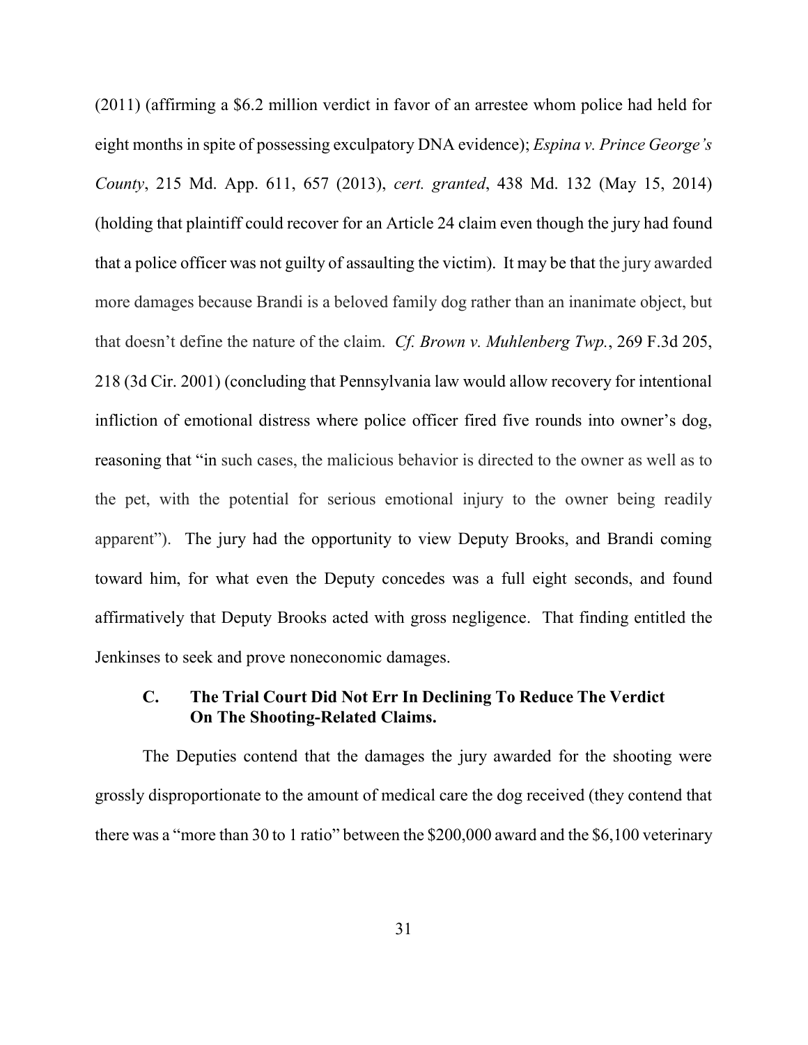(2011) (affirming a $6.2 million verdict in favor of an arrestee whom police had held for eight months in spite of possessing exculpatory DNA evidence); *Espina v. Prince George's County*, 215 Md. App. 611, 657 (2013), *cert. granted*, 438 Md. 132 (May 15, 2014) (holding that plaintiff could recover for an Article 24 claim even though the jury had found that a police officer was not guilty of assaulting the victim). It may be that the jury awarded more damages because Brandi is a beloved family dog rather than an inanimate object, but that doesn't define the nature of the claim. *Cf. Brown v. Muhlenberg Twp.*, 269 F.3d 205, 218 (3d Cir. 2001) (concluding that Pennsylvania law would allow recovery for intentional infliction of emotional distress where police officer fired five rounds into owner's dog, reasoning that "in such cases, the malicious behavior is directed to the owner as well as to the pet, with the potential for serious emotional injury to the owner being readily apparent"). The jury had the opportunity to view Deputy Brooks, and Brandi coming toward him, for what even the Deputy concedes was a full eight seconds, and found affirmatively that Deputy Brooks acted with gross negligence. That finding entitled the Jenkinses to seek and prove noneconomic damages.

### C. The Trial Court Did Not Err In Declining To Reduce The Verdict On The Shooting-Related Claims.

The Deputies contend that the damages the jury awarded for the shooting were grossly disproportionate to the amount of medical care the dog received (they contend that there was a "more than 30 to 1 ratio" between the $200,000 award and the $6,100 veterinary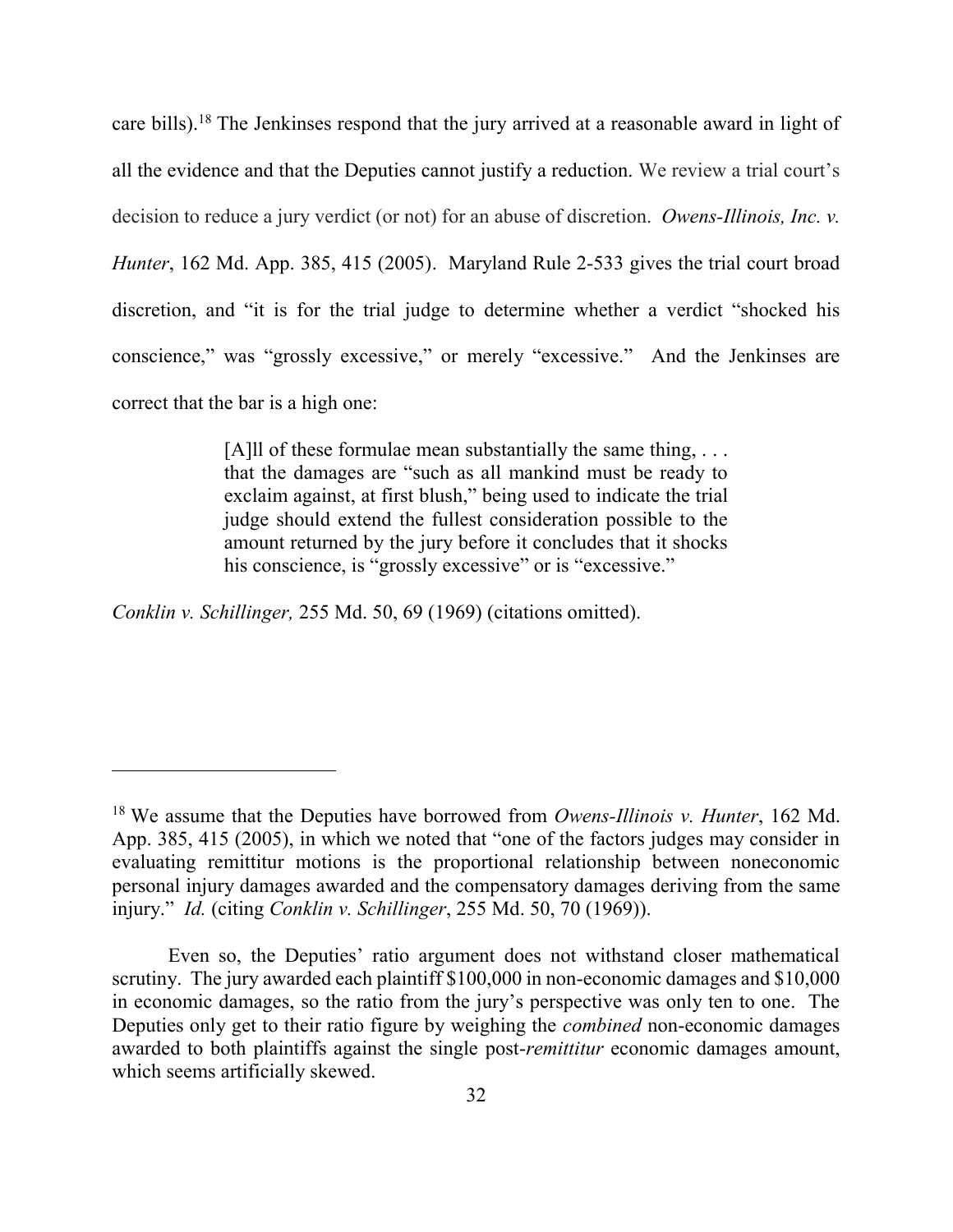care bills).[18] The Jenkinses respond that the jury arrived at a reasonable award in light of all the evidence and that the Deputies cannot justify a reduction. We review a trial court's decision to reduce a jury verdict (or not) for an abuse of discretion. *Owens-Illinois, Inc. v. Hunter*, 162 Md. App. 385, 415 (2005). Maryland Rule 2-533 gives the trial court broad discretion, and "it is for the trial judge to determine whether a verdict "shocked his conscience," was "grossly excessive," or merely "excessive." And the Jenkinses are correct that the bar is a high one:

> [A]ll of these formulae mean substantially the same thing, . . . that the damages are "such as all mankind must be ready to exclaim against, at first blush," being used to indicate the trial judge should extend the fullest consideration possible to the amount returned by the jury before it concludes that it shocks his conscience, is "grossly excessive" or is "excessive."

*Conklin v. Schillinger,* 255 Md. 50, 69 (1969) (citations omitted).

---

[18] We assume that the Deputies have borrowed from *Owens-Illinois v. Hunter*, 162 Md. App. 385, 415 (2005), in which we noted that "one of the factors judges may consider in evaluating remittitur motions is the proportional relationship between noneconomic personal injury damages awarded and the compensatory damages deriving from the same injury." *Id.* (citing *Conklin v. Schillinger*, 255 Md. 50, 70 (1969)).

Even so, the Deputies' ratio argument does not withstand closer mathematical scrutiny. The jury awarded each plaintiff \$100,000 in non-economic damages and \$10,000 in economic damages, so the ratio from the jury's perspective was only ten to one. The Deputies only get to their ratio figure by weighing the *combined* non-economic damages awarded to both plaintiffs against the single post-*remittitur* economic damages amount, which seems artificially skewed.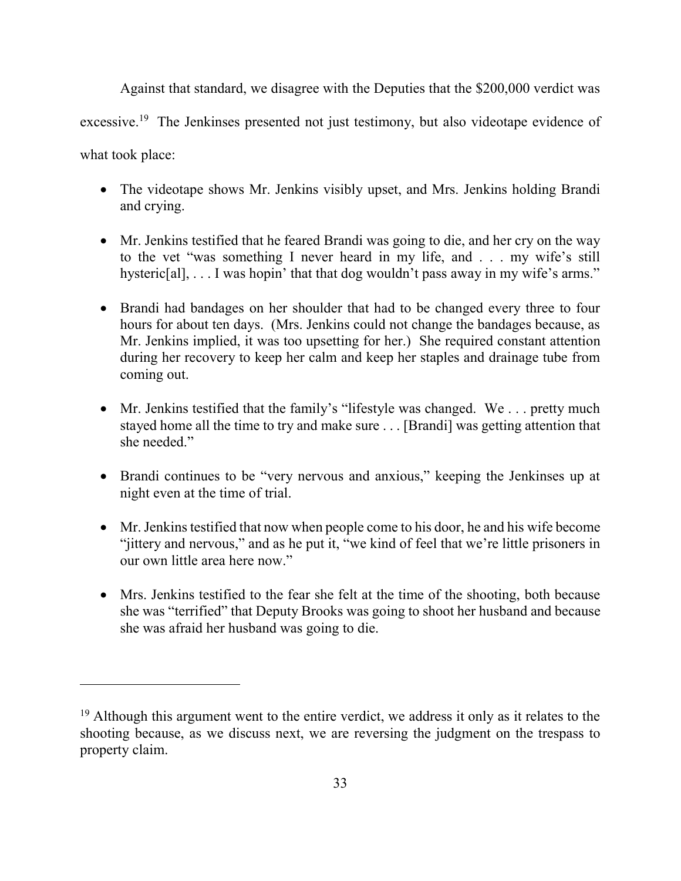Against that standard, we disagree with the Deputies that the $200,000 verdict was excessive.[19] The Jenkinses presented not just testimony, but also videotape evidence of what took place:

- The videotape shows Mr. Jenkins visibly upset, and Mrs. Jenkins holding Brandi and crying.

- Mr. Jenkins testified that he feared Brandi was going to die, and her cry on the way to the vet "was something I never heard in my life, and . . . my wife's still hysteric[al], . . . I was hopin' that that dog wouldn't pass away in my wife's arms."

- Brandi had bandages on her shoulder that had to be changed every three to four hours for about ten days. (Mrs. Jenkins could not change the bandages because, as Mr. Jenkins implied, it was too upsetting for her.) She required constant attention during her recovery to keep her calm and keep her staples and drainage tube from coming out.

- Mr. Jenkins testified that the family's "lifestyle was changed. We . . . pretty much stayed home all the time to try and make sure . . . [Brandi] was getting attention that she needed."

- Brandi continues to be "very nervous and anxious," keeping the Jenkinses up at night even at the time of trial.

- Mr. Jenkins testified that now when people come to his door, he and his wife become "jittery and nervous," and as he put it, "we kind of feel that we're little prisoners in our own little area here now."

- Mrs. Jenkins testified to the fear she felt at the time of the shooting, both because she was "terrified" that Deputy Brooks was going to shoot her husband and because she was afraid her husband was going to die.

---

[19] Although this argument went to the entire verdict, we address it only as it relates to the shooting because, as we discuss next, we are reversing the judgment on the trespass to property claim.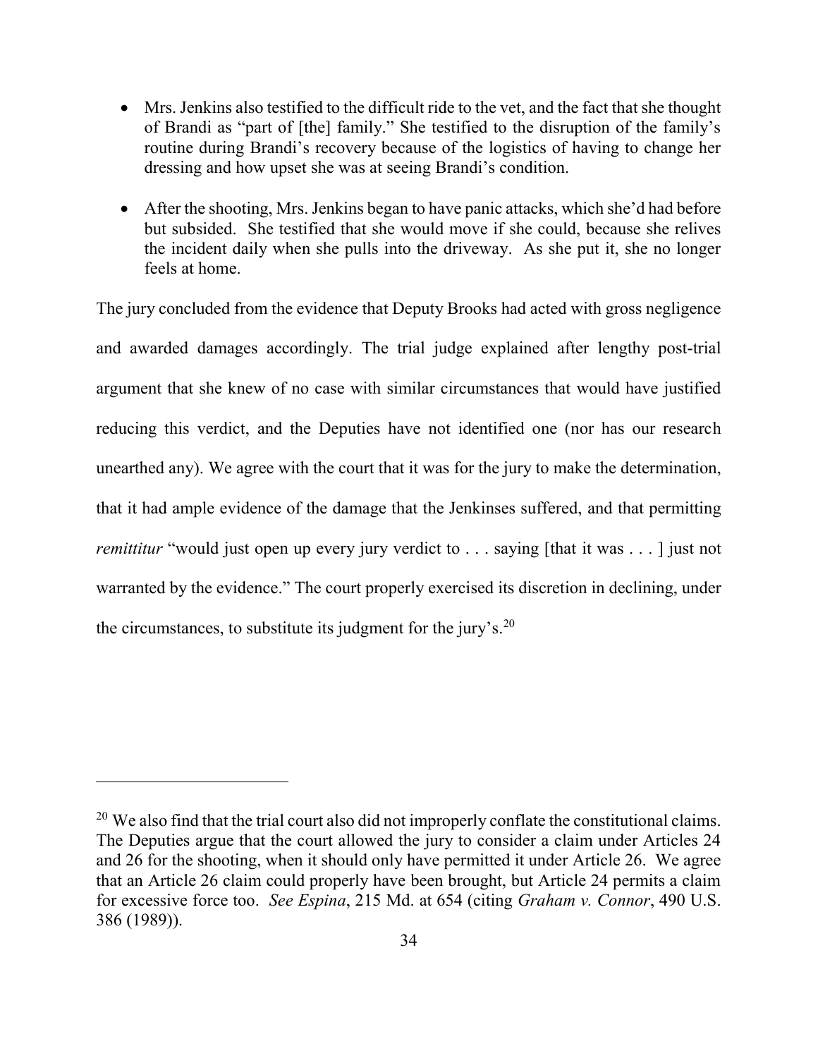- Mrs. Jenkins also testified to the difficult ride to the vet, and the fact that she thought of Brandi as "part of [the] family." She testified to the disruption of the family's routine during Brandi's recovery because of the logistics of having to change her dressing and how upset she was at seeing Brandi's condition.

- After the shooting, Mrs. Jenkins began to have panic attacks, which she'd had before but subsided. She testified that she would move if she could, because she relives the incident daily when she pulls into the driveway. As she put it, she no longer feels at home.

The jury concluded from the evidence that Deputy Brooks had acted with gross negligence and awarded damages accordingly. The trial judge explained after lengthy post-trial argument that she knew of no case with similar circumstances that would have justified reducing this verdict, and the Deputies have not identified one (nor has our research unearthed any). We agree with the court that it was for the jury to make the determination, that it had ample evidence of the damage that the Jenkinses suffered, and that permitting *remittitur* "would just open up every jury verdict to . . . saying [that it was . . . ] just not warranted by the evidence." The court properly exercised its discretion in declining, under the circumstances, to substitute its judgment for the jury's.[20]

---

[20] We also find that the trial court also did not improperly conflate the constitutional claims. The Deputies argue that the court allowed the jury to consider a claim under Articles 24 and 26 for the shooting, when it should only have permitted it under Article 26. We agree that an Article 26 claim could properly have been brought, but Article 24 permits a claim for excessive force too. *See Espina*, 215 Md. at 654 (citing *Graham v. Connor*, 490 U.S. 386 (1989)).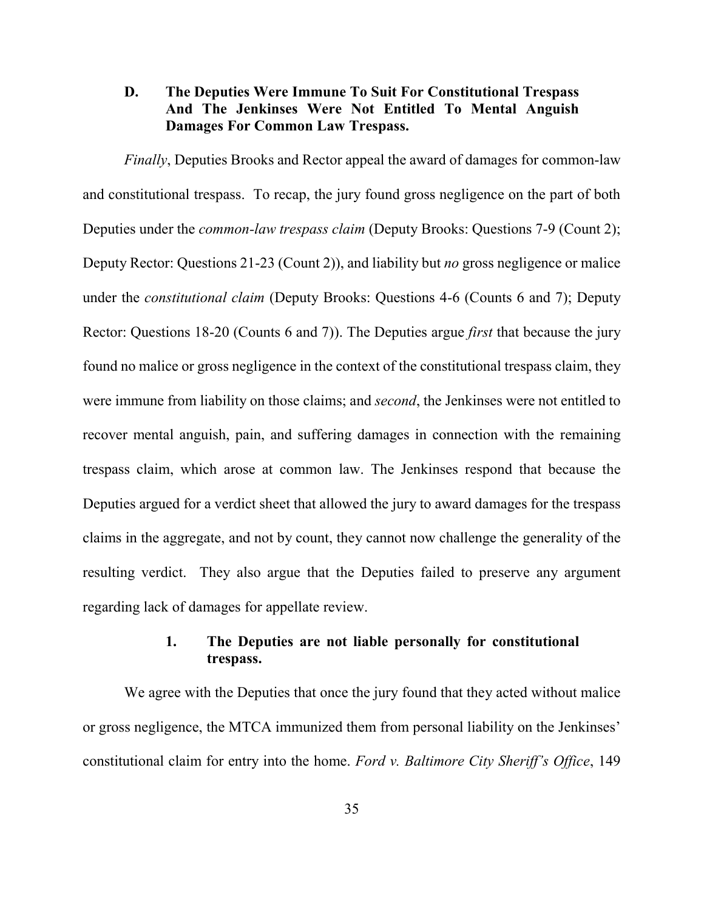### D. The Deputies Were Immune To Suit For Constitutional Trespass And The Jenkinses Were Not Entitled To Mental Anguish Damages For Common Law Trespass.

*Finally*, Deputies Brooks and Rector appeal the award of damages for common-law and constitutional trespass. To recap, the jury found gross negligence on the part of both Deputies under the *common-law trespass claim* (Deputy Brooks: Questions 7-9 (Count 2); Deputy Rector: Questions 21-23 (Count 2)), and liability but *no* gross negligence or malice under the *constitutional claim* (Deputy Brooks: Questions 4-6 (Counts 6 and 7); Deputy Rector: Questions 18-20 (Counts 6 and 7)). The Deputies argue *first* that because the jury found no malice or gross negligence in the context of the constitutional trespass claim, they were immune from liability on those claims; and *second*, the Jenkinses were not entitled to recover mental anguish, pain, and suffering damages in connection with the remaining trespass claim, which arose at common law. The Jenkinses respond that because the Deputies argued for a verdict sheet that allowed the jury to award damages for the trespass claims in the aggregate, and not by count, they cannot now challenge the generality of the resulting verdict. They also argue that the Deputies failed to preserve any argument regarding lack of damages for appellate review.

#### 1. The Deputies are not liable personally for constitutional trespass.

We agree with the Deputies that once the jury found that they acted without malice or gross negligence, the MTCA immunized them from personal liability on the Jenkinses' constitutional claim for entry into the home. *Ford v. Baltimore City Sheriff's Office*, 149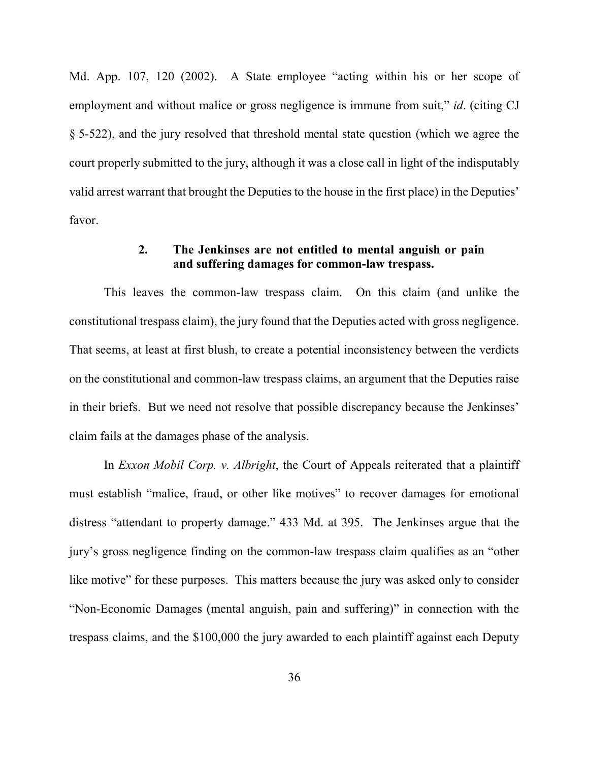Md. App. 107, 120 (2002). A State employee "acting within his or her scope of employment and without malice or gross negligence is immune from suit," *id*. (citing CJ § 5-522), and the jury resolved that threshold mental state question (which we agree the court properly submitted to the jury, although it was a close call in light of the indisputably valid arrest warrant that brought the Deputies to the house in the first place) in the Deputies' favor.

### 2. The Jenkinses are not entitled to mental anguish or pain and suffering damages for common-law trespass.

This leaves the common-law trespass claim. On this claim (and unlike the constitutional trespass claim), the jury found that the Deputies acted with gross negligence. That seems, at least at first blush, to create a potential inconsistency between the verdicts on the constitutional and common-law trespass claims, an argument that the Deputies raise in their briefs. But we need not resolve that possible discrepancy because the Jenkinses' claim fails at the damages phase of the analysis.

In *Exxon Mobil Corp. v. Albright*, the Court of Appeals reiterated that a plaintiff must establish "malice, fraud, or other like motives" to recover damages for emotional distress "attendant to property damage." 433 Md. at 395. The Jenkinses argue that the jury's gross negligence finding on the common-law trespass claim qualifies as an "other like motive" for these purposes. This matters because the jury was asked only to consider "Non-Economic Damages (mental anguish, pain and suffering)" in connection with the trespass claims, and the $100,000 the jury awarded to each plaintiff against each Deputy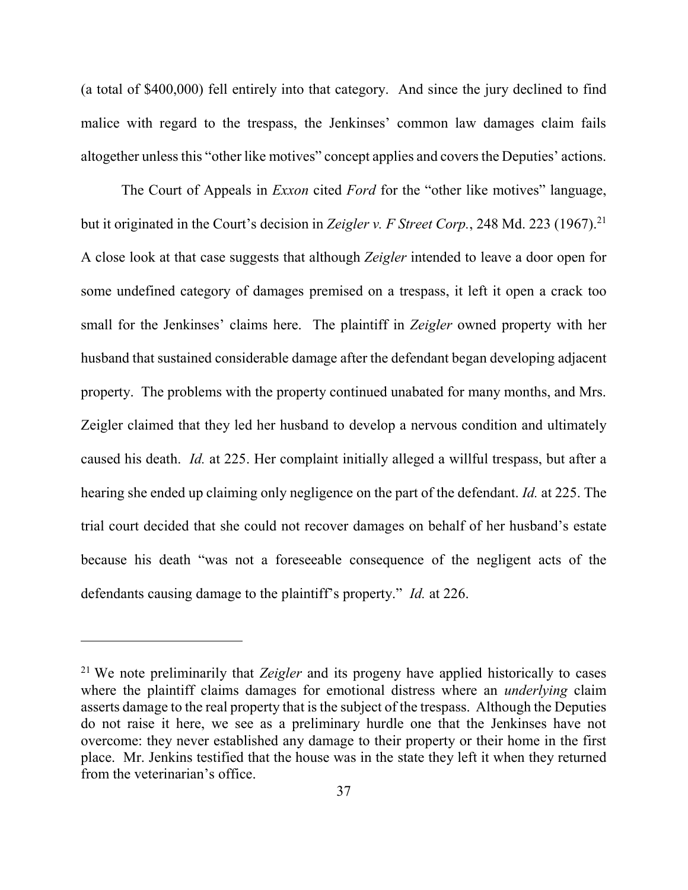(a total of $400,000) fell entirely into that category. And since the jury declined to find malice with regard to the trespass, the Jenkinses' common law damages claim fails altogether unless this "other like motives" concept applies and covers the Deputies' actions.

The Court of Appeals in *Exxon* cited *Ford* for the "other like motives" language, but it originated in the Court's decision in *Zeigler v. F Street Corp.*, 248 Md. 223 (1967).[21] A close look at that case suggests that although *Zeigler* intended to leave a door open for some undefined category of damages premised on a trespass, it left it open a crack too small for the Jenkinses' claims here. The plaintiff in *Zeigler* owned property with her husband that sustained considerable damage after the defendant began developing adjacent property. The problems with the property continued unabated for many months, and Mrs. Zeigler claimed that they led her husband to develop a nervous condition and ultimately caused his death. *Id.* at 225. Her complaint initially alleged a willful trespass, but after a hearing she ended up claiming only negligence on the part of the defendant. *Id.* at 225. The trial court decided that she could not recover damages on behalf of her husband's estate because his death "was not a foreseeable consequence of the negligent acts of the defendants causing damage to the plaintiff's property." *Id.* at 226.

---

[21] We note preliminarily that *Zeigler* and its progeny have applied historically to cases where the plaintiff claims damages for emotional distress where an *underlying* claim asserts damage to the real property that is the subject of the trespass. Although the Deputies do not raise it here, we see as a preliminary hurdle one that the Jenkinses have not overcome: they never established any damage to their property or their home in the first place. Mr. Jenkins testified that the house was in the state they left it when they returned from the veterinarian's office.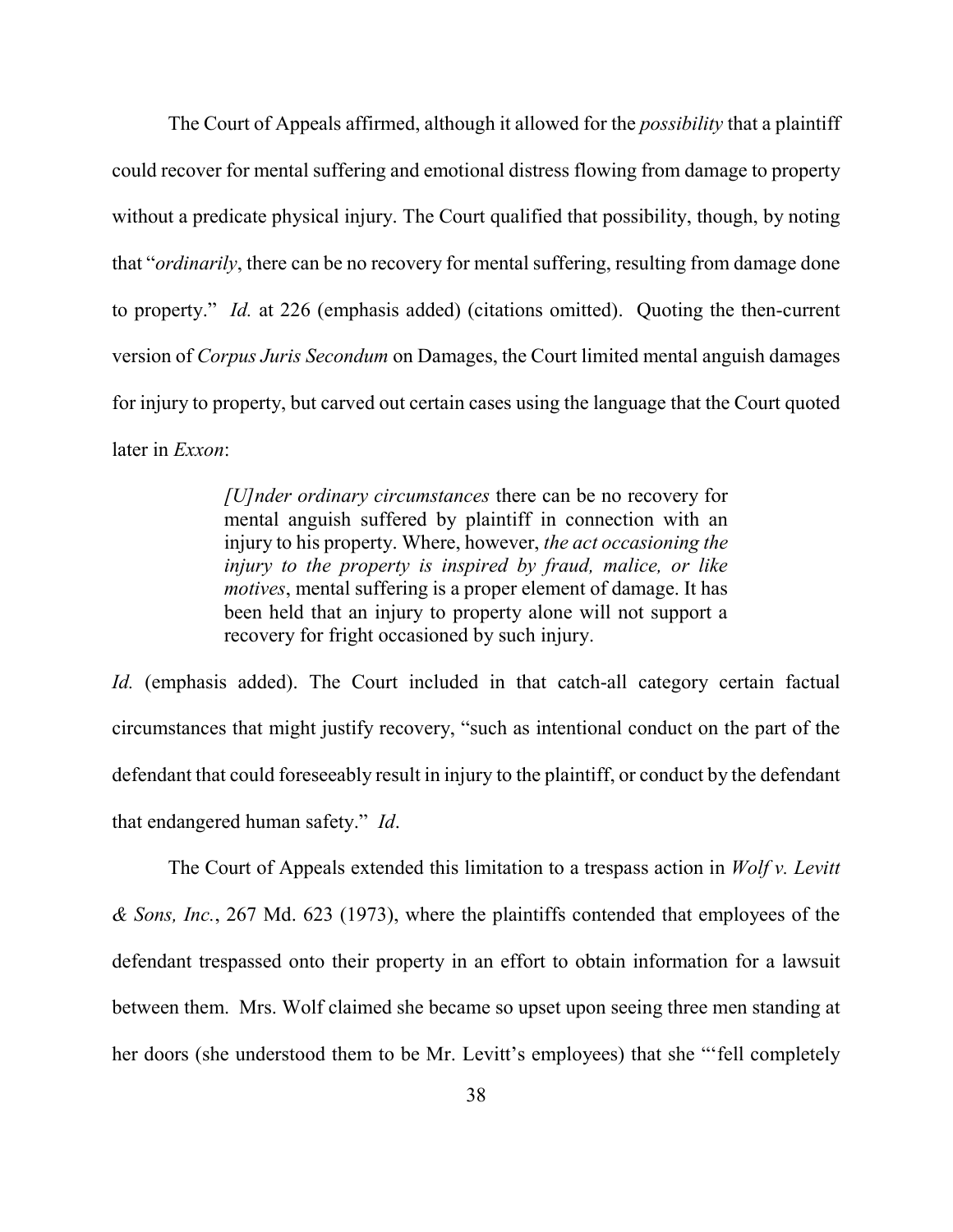The Court of Appeals affirmed, although it allowed for the *possibility* that a plaintiff could recover for mental suffering and emotional distress flowing from damage to property without a predicate physical injury. The Court qualified that possibility, though, by noting that "*ordinarily*, there can be no recovery for mental suffering, resulting from damage done to property." *Id.* at 226 (emphasis added) (citations omitted). Quoting the then-current version of *Corpus Juris Secondum* on Damages, the Court limited mental anguish damages for injury to property, but carved out certain cases using the language that the Court quoted later in *Exxon*:

> *[U]nder ordinary circumstances* there can be no recovery for mental anguish suffered by plaintiff in connection with an injury to his property. Where, however, *the act occasioning the injury to the property is inspired by fraud, malice, or like motives*, mental suffering is a proper element of damage. It has been held that an injury to property alone will not support a recovery for fright occasioned by such injury.

*Id.* (emphasis added). The Court included in that catch-all category certain factual circumstances that might justify recovery, "such as intentional conduct on the part of the defendant that could foreseeably result in injury to the plaintiff, or conduct by the defendant that endangered human safety." *Id*.

The Court of Appeals extended this limitation to a trespass action in *Wolf v. Levitt & Sons, Inc.*, 267 Md. 623 (1973), where the plaintiffs contended that employees of the defendant trespassed onto their property in an effort to obtain information for a lawsuit between them. Mrs. Wolf claimed she became so upset upon seeing three men standing at her doors (she understood them to be Mr. Levitt's employees) that she "'fell completely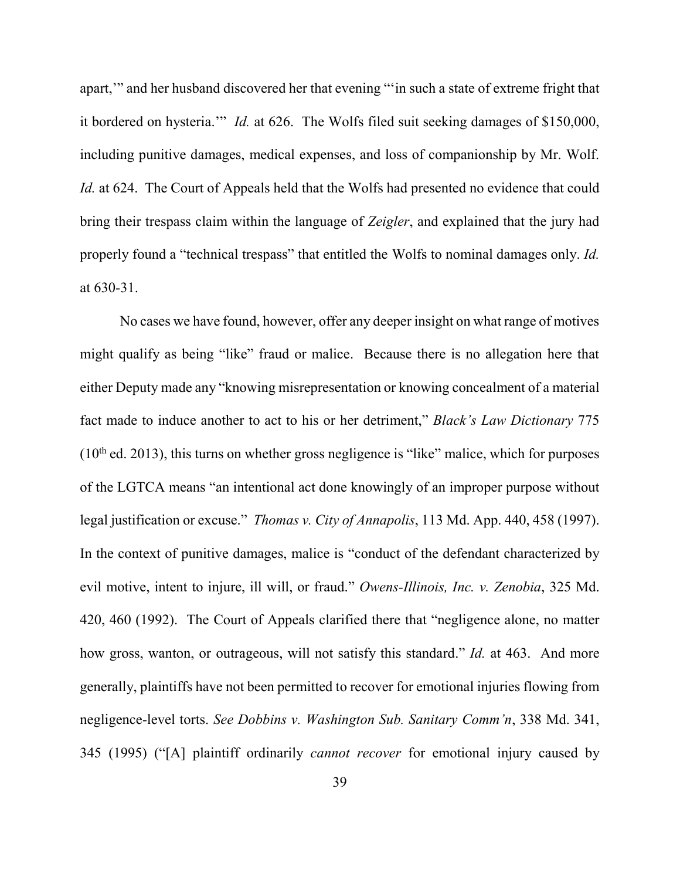apart,'" and her husband discovered her that evening "'in such a state of extreme fright that it bordered on hysteria.'" *Id.* at 626. The Wolfs filed suit seeking damages of $150,000, including punitive damages, medical expenses, and loss of companionship by Mr. Wolf. *Id.* at 624. The Court of Appeals held that the Wolfs had presented no evidence that could bring their trespass claim within the language of *Zeigler*, and explained that the jury had properly found a "technical trespass" that entitled the Wolfs to nominal damages only. *Id.* at 630-31.

No cases we have found, however, offer any deeper insight on what range of motives might qualify as being "like" fraud or malice. Because there is no allegation here that either Deputy made any "knowing misrepresentation or knowing concealment of a material fact made to induce another to act to his or her detriment," *Black's Law Dictionary* 775 (10th ed. 2013), this turns on whether gross negligence is "like" malice, which for purposes of the LGTCA means "an intentional act done knowingly of an improper purpose without legal justification or excuse." *Thomas v. City of Annapolis*, 113 Md. App. 440, 458 (1997). In the context of punitive damages, malice is "conduct of the defendant characterized by evil motive, intent to injure, ill will, or fraud." *Owens-Illinois, Inc. v. Zenobia*, 325 Md. 420, 460 (1992). The Court of Appeals clarified there that "negligence alone, no matter how gross, wanton, or outrageous, will not satisfy this standard." *Id.* at 463. And more generally, plaintiffs have not been permitted to recover for emotional injuries flowing from negligence-level torts. *See Dobbins v. Washington Sub. Sanitary Comm'n*, 338 Md. 341, 345 (1995) ("[A] plaintiff ordinarily *cannot recover* for emotional injury caused by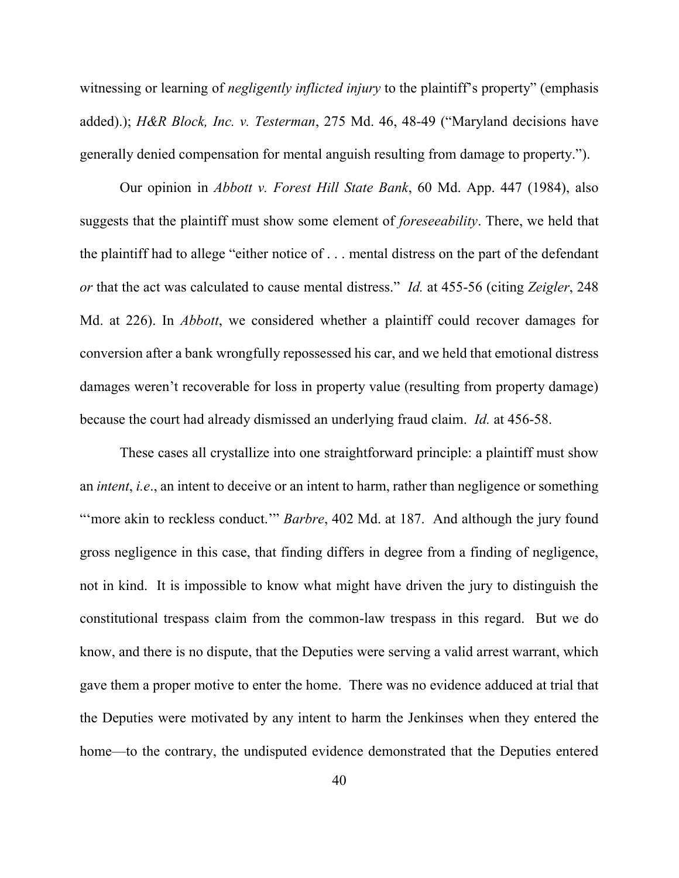witnessing or learning of *negligently inflicted injury* to the plaintiff's property" (emphasis added).); *H&R Block, Inc. v. Testerman*, 275 Md. 46, 48-49 ("Maryland decisions have generally denied compensation for mental anguish resulting from damage to property.").

Our opinion in *Abbott v. Forest Hill State Bank*, 60 Md. App. 447 (1984), also suggests that the plaintiff must show some element of *foreseeability*. There, we held that the plaintiff had to allege "either notice of . . . mental distress on the part of the defendant *or* that the act was calculated to cause mental distress." *Id.* at 455-56 (citing *Zeigler*, 248 Md. at 226). In *Abbott*, we considered whether a plaintiff could recover damages for conversion after a bank wrongfully repossessed his car, and we held that emotional distress damages weren't recoverable for loss in property value (resulting from property damage) because the court had already dismissed an underlying fraud claim. *Id.* at 456-58.

These cases all crystallize into one straightforward principle: a plaintiff must show an *intent*, *i.e*., an intent to deceive or an intent to harm, rather than negligence or something "'more akin to reckless conduct.'" *Barbre*, 402 Md. at 187. And although the jury found gross negligence in this case, that finding differs in degree from a finding of negligence, not in kind. It is impossible to know what might have driven the jury to distinguish the constitutional trespass claim from the common-law trespass in this regard. But we do know, and there is no dispute, that the Deputies were serving a valid arrest warrant, which gave them a proper motive to enter the home. There was no evidence adduced at trial that the Deputies were motivated by any intent to harm the Jenkinses when they entered the home—to the contrary, the undisputed evidence demonstrated that the Deputies entered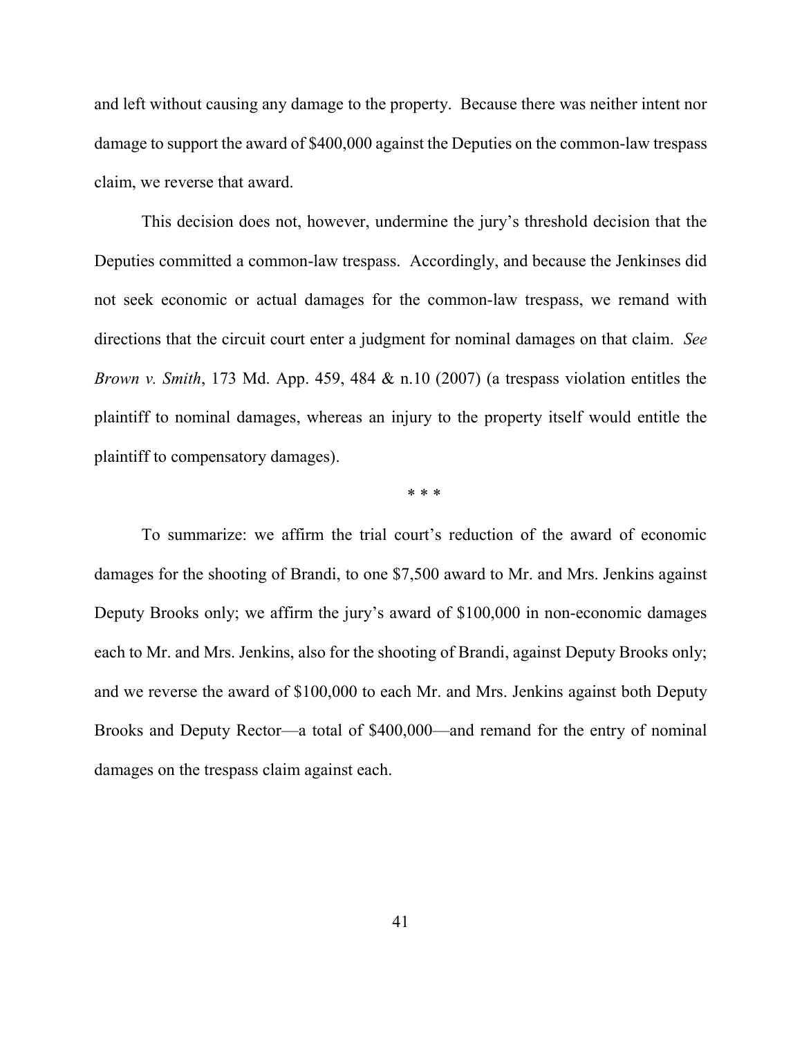and left without causing any damage to the property. Because there was neither intent nor damage to support the award of $400,000 against the Deputies on the common-law trespass claim, we reverse that award.

This decision does not, however, undermine the jury's threshold decision that the Deputies committed a common-law trespass. Accordingly, and because the Jenkinses did not seek economic or actual damages for the common-law trespass, we remand with directions that the circuit court enter a judgment for nominal damages on that claim. *See Brown v. Smith*, 173 Md. App. 459, 484 & n.10 (2007) (a trespass violation entitles the plaintiff to nominal damages, whereas an injury to the property itself would entitle the plaintiff to compensatory damages).

\* \* \*

To summarize: we affirm the trial court's reduction of the award of economic damages for the shooting of Brandi, to one $7,500 award to Mr. and Mrs. Jenkins against Deputy Brooks only; we affirm the jury's award of $100,000 in non-economic damages each to Mr. and Mrs. Jenkins, also for the shooting of Brandi, against Deputy Brooks only; and we reverse the award of $100,000 to each Mr. and Mrs. Jenkins against both Deputy Brooks and Deputy Rector—a total of $400,000—and remand for the entry of nominal damages on the trespass claim against each.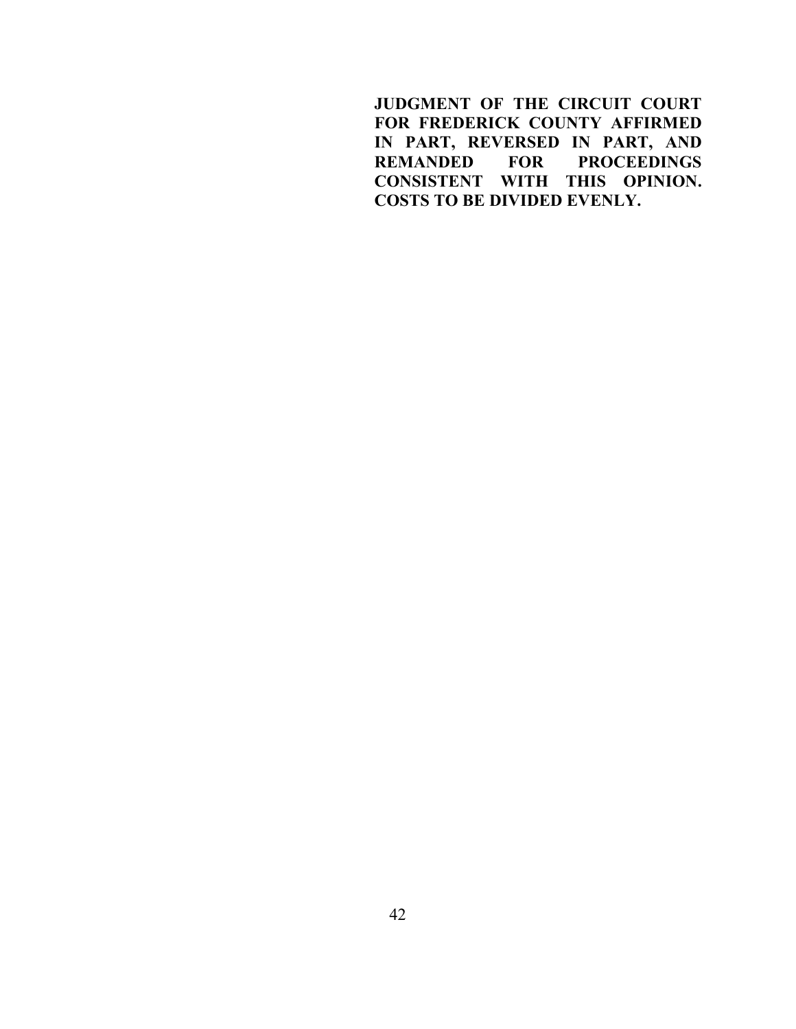**JUDGMENT OF THE CIRCUIT COURT FOR FREDERICK COUNTY AFFIRMED IN PART, REVERSED IN PART, AND REMANDED FOR PROCEEDINGS CONSISTENT WITH THIS OPINION. COSTS TO BE DIVIDED EVENLY.**